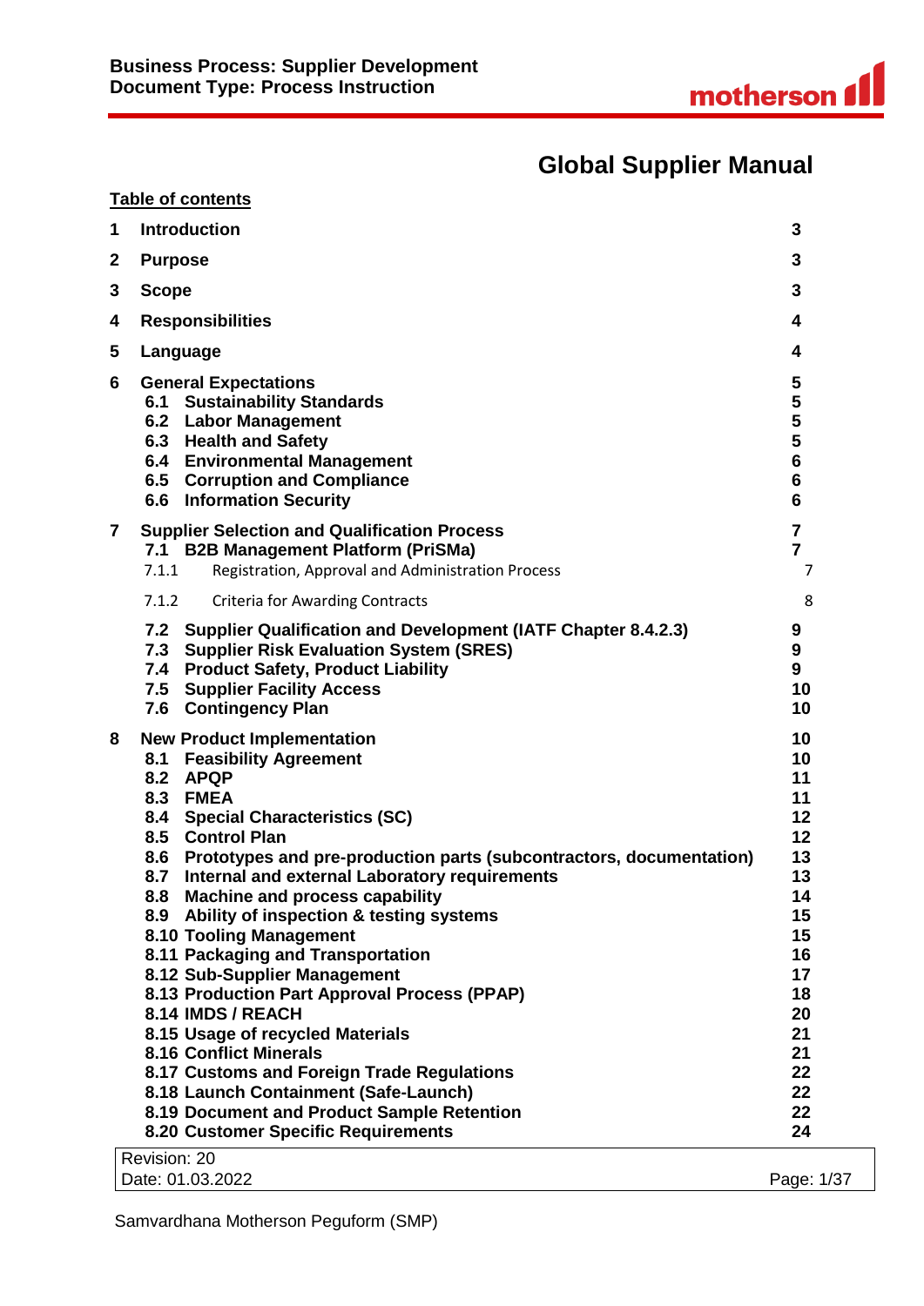# Global Supplier Manual

**Table of contents**

| | | |
|---|---|---|
| **1** | **Introduction** | **3** |
| **2** | **Purpose** | **3** |
| **3** | **Scope** | **3** |
| **4** | **Responsibilities** | **4** |
| **5** | **Language** | **4** |
| **6** | **General Expectations** | **5** |
| | **6.1 Sustainability Standards** | **5** |
| | **6.2 Labor Management** | **5** |
| | **6.3 Health and Safety** | **5** |
| | **6.4 Environmental Management** | **6** |
| | **6.5 Corruption and Compliance** | **6** |
| | **6.6 Information Security** | **6** |
| **7** | **Supplier Selection and Qualification Process** | **7** |
| | **7.1 B2B Management Platform (PriSMa)** | **7** |
| | 7.1.1 Registration, Approval and Administration Process | 7 |
| | 7.1.2 Criteria for Awarding Contracts | 8 |
| | **7.2 Supplier Qualification and Development (IATF Chapter 8.4.2.3)** | **9** |
| | **7.3 Supplier Risk Evaluation System (SRES)** | **9** |
| | **7.4 Product Safety, Product Liability** | **9** |
| | **7.5 Supplier Facility Access** | **10** |
| | **7.6 Contingency Plan** | **10** |
| **8** | **New Product Implementation** | **10** |
| | **8.1 Feasibility Agreement** | **10** |
| | **8.2 APQP** | **11** |
| | **8.3 FMEA** | **11** |
| | **8.4 Special Characteristics (SC)** | **12** |
| | **8.5 Control Plan** | **12** |
| | **8.6 Prototypes and pre-production parts (subcontractors, documentation)** | **13** |
| | **8.7 Internal and external Laboratory requirements** | **13** |
| | **8.8 Machine and process capability** | **14** |
| | **8.9 Ability of inspection & testing systems** | **15** |
| | **8.10 Tooling Management** | **15** |
| | **8.11 Packaging and Transportation** | **16** |
| | **8.12 Sub-Supplier Management** | **17** |
| | **8.13 Production Part Approval Process (PPAP)** | **18** |
| | **8.14 IMDS / REACH** | **20** |
| | **8.15 Usage of recycled Materials** | **21** |
| | **8.16 Conflict Minerals** | **21** |
| | **8.17 Customs and Foreign Trade Regulations** | **22** |
| | **8.18 Launch Containment (Safe-Launch)** | **22** |
| | **8.19 Document and Product Sample Retention** | **22** |
| | **8.20 Customer Specific Requirements** | **24** |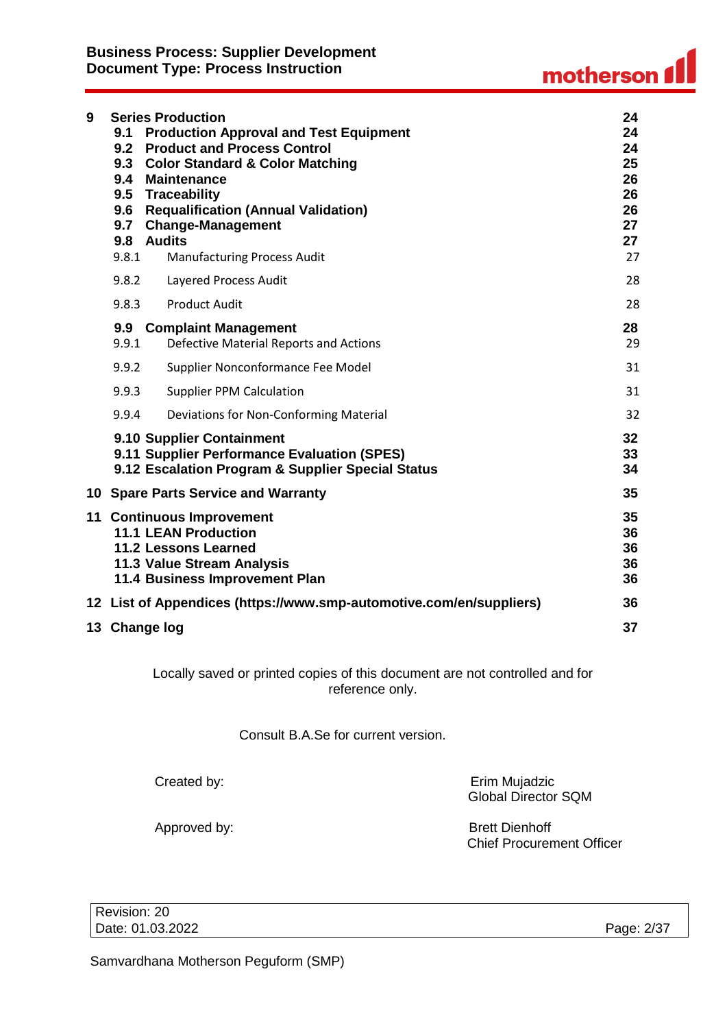| | | |
|---|---|---|
| **9** | **Series Production** | **24** |
| **9.1** | **Production Approval and Test Equipment** | **24** |
| **9.2** | **Product and Process Control** | **24** |
| **9.3** | **Color Standard & Color Matching** | **25** |
| **9.4** | **Maintenance** | **26** |
| **9.5** | **Traceability** | **26** |
| **9.6** | **Requalification (Annual Validation)** | **26** |
| **9.7** | **Change-Management** | **27** |
| **9.8** | **Audits** | **27** |
| 9.8.1 | Manufacturing Process Audit | 27 |
| 9.8.2 | Layered Process Audit | 28 |
| 9.8.3 | Product Audit | 28 |
| **9.9** | **Complaint Management** | **28** |
| 9.9.1 | Defective Material Reports and Actions | 29 |
| 9.9.2 | Supplier Nonconformance Fee Model | 31 |
| 9.9.3 | Supplier PPM Calculation | 31 |
| 9.9.4 | Deviations for Non-Conforming Material | 32 |
| **9.10** | **Supplier Containment** | **32** |
| **9.11** | **Supplier Performance Evaluation (SPES)** | **33** |
| **9.12** | **Escalation Program & Supplier Special Status** | **34** |
| **10** | **Spare Parts Service and Warranty** | **35** |
| **11** | **Continuous Improvement** | **35** |
| **11.1** | **LEAN Production** | **36** |
| **11.2** | **Lessons Learned** | **36** |
| **11.3** | **Value Stream Analysis** | **36** |
| **11.4** | **Business Improvement Plan** | **36** |
| **12** | **List of Appendices (https://www.smp-automotive.com/en/suppliers)** | **36** |
| **13** | **Change log** | **37** |

Locally saved or printed copies of this document are not controlled and for reference only.

Consult B.A.Se for current version.

Created by: Erim Mujadzic
Global Director SQM

Approved by: Brett Dienhoff
Chief Procurement Officer

Revision: 20
Date: 01.03.2022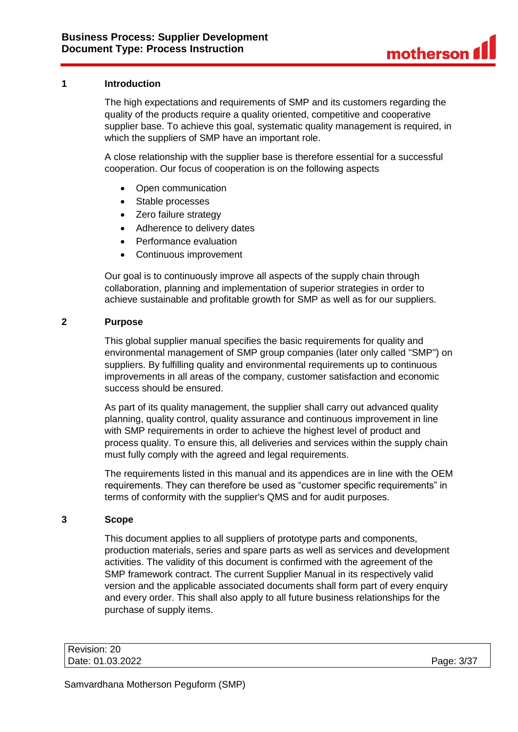## 1 Introduction

The high expectations and requirements of SMP and its customers regarding the quality of the products require a quality oriented, competitive and cooperative supplier base. To achieve this goal, systematic quality management is required, in which the suppliers of SMP have an important role.

A close relationship with the supplier base is therefore essential for a successful cooperation. Our focus of cooperation is on the following aspects

- Open communication
- Stable processes
- Zero failure strategy
- Adherence to delivery dates
- Performance evaluation
- Continuous improvement

Our goal is to continuously improve all aspects of the supply chain through collaboration, planning and implementation of superior strategies in order to achieve sustainable and profitable growth for SMP as well as for our suppliers.

## 2 Purpose

This global supplier manual specifies the basic requirements for quality and environmental management of SMP group companies (later only called "SMP") on suppliers. By fulfilling quality and environmental requirements up to continuous improvements in all areas of the company, customer satisfaction and economic success should be ensured.

As part of its quality management, the supplier shall carry out advanced quality planning, quality control, quality assurance and continuous improvement in line with SMP requirements in order to achieve the highest level of product and process quality. To ensure this, all deliveries and services within the supply chain must fully comply with the agreed and legal requirements.

The requirements listed in this manual and its appendices are in line with the OEM requirements. They can therefore be used as “customer specific requirements” in terms of conformity with the supplier's QMS and for audit purposes.

## 3 Scope

This document applies to all suppliers of prototype parts and components, production materials, series and spare parts as well as services and development activities. The validity of this document is confirmed with the agreement of the SMP framework contract. The current Supplier Manual in its respectively valid version and the applicable associated documents shall form part of every enquiry and every order. This shall also apply to all future business relationships for the purchase of supply items.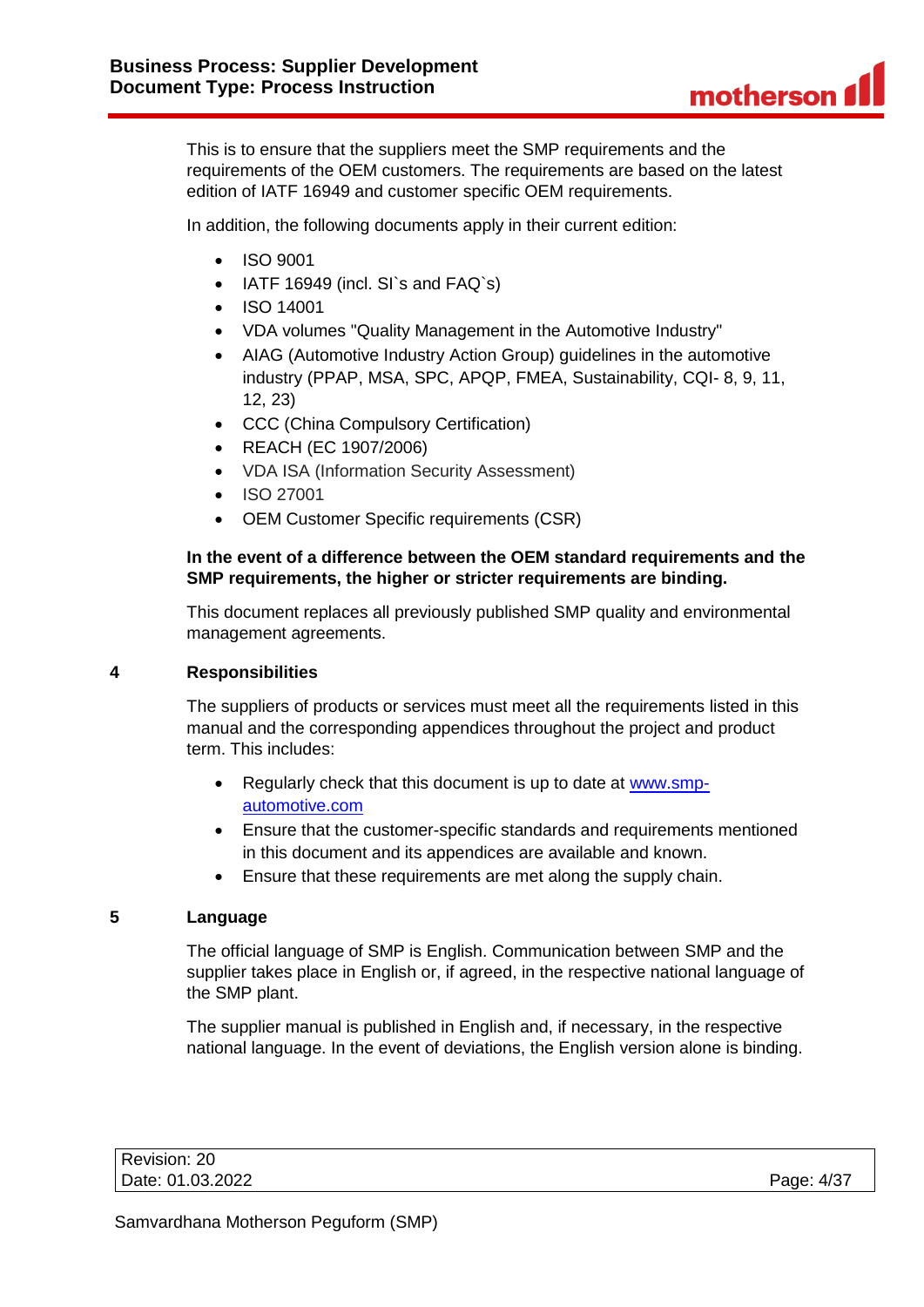This is to ensure that the suppliers meet the SMP requirements and the requirements of the OEM customers. The requirements are based on the latest edition of IATF 16949 and customer specific OEM requirements.

In addition, the following documents apply in their current edition:

- ISO 9001
- IATF 16949 (incl. SI`s and FAQ`s)
- ISO 14001
- VDA volumes "Quality Management in the Automotive Industry"
- AIAG (Automotive Industry Action Group) guidelines in the automotive industry (PPAP, MSA, SPC, APQP, FMEA, Sustainability, CQI- 8, 9, 11, 12, 23)
- CCC (China Compulsory Certification)
- REACH (EC 1907/2006)
- VDA ISA (Information Security Assessment)
- ISO 27001
- OEM Customer Specific requirements (CSR)

**In the event of a difference between the OEM standard requirements and the SMP requirements, the higher or stricter requirements are binding.**

This document replaces all previously published SMP quality and environmental management agreements.

## 4 Responsibilities

The suppliers of products or services must meet all the requirements listed in this manual and the corresponding appendices throughout the project and product term. This includes:

- Regularly check that this document is up to date at [www.smp-automotive.com](www.smp-automotive.com)
- Ensure that the customer-specific standards and requirements mentioned in this document and its appendices are available and known.
- Ensure that these requirements are met along the supply chain.

## 5 Language

The official language of SMP is English. Communication between SMP and the supplier takes place in English or, if agreed, in the respective national language of the SMP plant.

The supplier manual is published in English and, if necessary, in the respective national language. In the event of deviations, the English version alone is binding.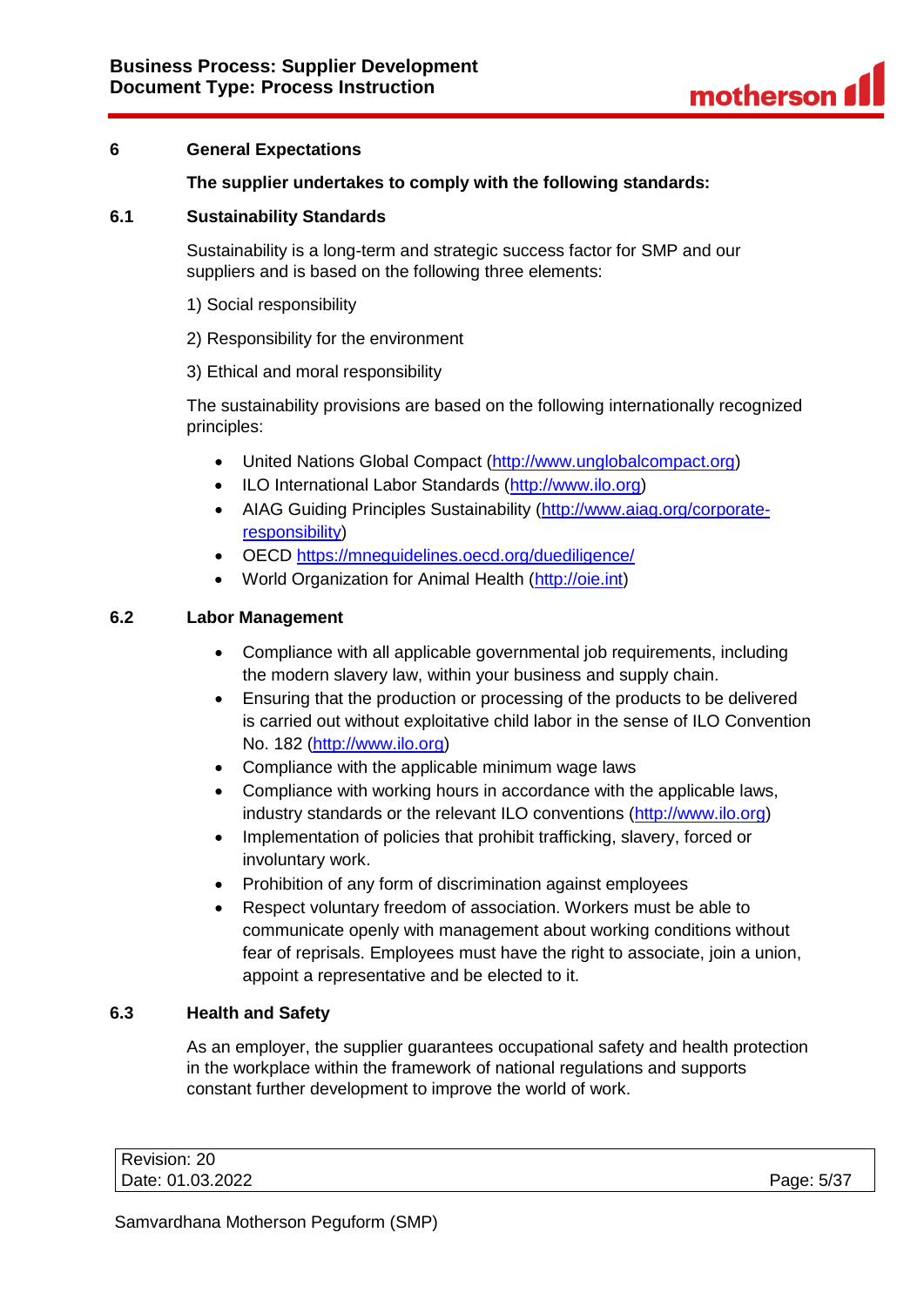## 6 General Expectations

**The supplier undertakes to comply with the following standards:**

### 6.1 Sustainability Standards

Sustainability is a long-term and strategic success factor for SMP and our suppliers and is based on the following three elements:

1) Social responsibility

2) Responsibility for the environment

3) Ethical and moral responsibility

The sustainability provisions are based on the following internationally recognized principles:

- United Nations Global Compact (http://www.unglobalcompact.org)
- ILO International Labor Standards (http://www.ilo.org)
- AIAG Guiding Principles Sustainability (http://www.aiag.org/corporate-responsibility)
- OECD https://mneguidelines.oecd.org/duediligence/
- World Organization for Animal Health (http://oie.int)

### 6.2 Labor Management

- Compliance with all applicable governmental job requirements, including the modern slavery law, within your business and supply chain.
- Ensuring that the production or processing of the products to be delivered is carried out without exploitative child labor in the sense of ILO Convention No. 182 (http://www.ilo.org)
- Compliance with the applicable minimum wage laws
- Compliance with working hours in accordance with the applicable laws, industry standards or the relevant ILO conventions (http://www.ilo.org)
- Implementation of policies that prohibit trafficking, slavery, forced or involuntary work.
- Prohibition of any form of discrimination against employees
- Respect voluntary freedom of association. Workers must be able to communicate openly with management about working conditions without fear of reprisals. Employees must have the right to associate, join a union, appoint a representative and be elected to it.

### 6.3 Health and Safety

As an employer, the supplier guarantees occupational safety and health protection in the workplace within the framework of national regulations and supports constant further development to improve the world of work.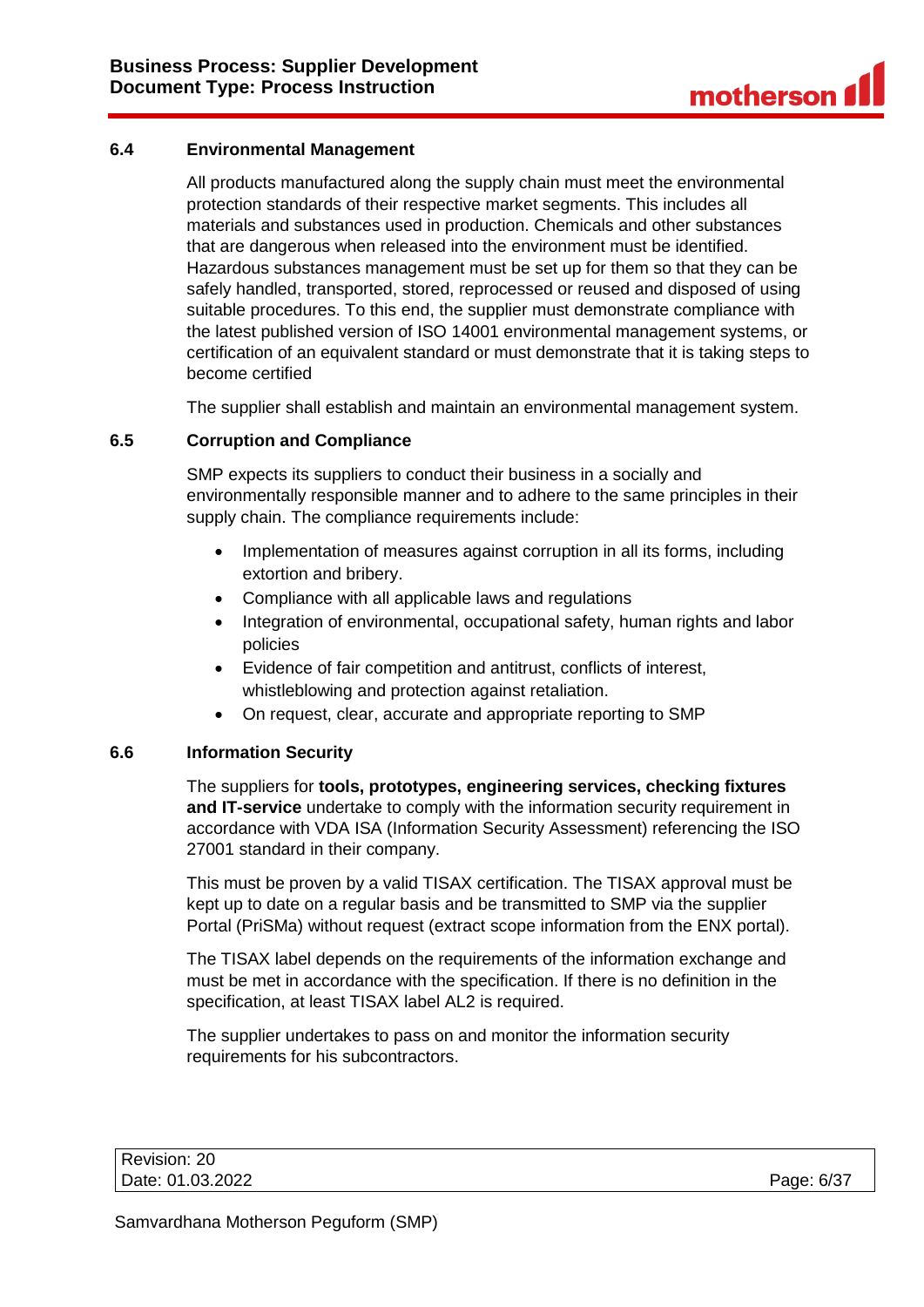### 6.4 Environmental Management

All products manufactured along the supply chain must meet the environmental protection standards of their respective market segments. This includes all materials and substances used in production. Chemicals and other substances that are dangerous when released into the environment must be identified. Hazardous substances management must be set up for them so that they can be safely handled, transported, stored, reprocessed or reused and disposed of using suitable procedures. To this end, the supplier must demonstrate compliance with the latest published version of ISO 14001 environmental management systems, or certification of an equivalent standard or must demonstrate that it is taking steps to become certified

The supplier shall establish and maintain an environmental management system.

### 6.5 Corruption and Compliance

SMP expects its suppliers to conduct their business in a socially and environmentally responsible manner and to adhere to the same principles in their supply chain. The compliance requirements include:

- Implementation of measures against corruption in all its forms, including extortion and bribery.
- Compliance with all applicable laws and regulations
- Integration of environmental, occupational safety, human rights and labor policies
- Evidence of fair competition and antitrust, conflicts of interest, whistleblowing and protection against retaliation.
- On request, clear, accurate and appropriate reporting to SMP

### 6.6 Information Security

The suppliers for **tools, prototypes, engineering services, checking fixtures and IT-service** undertake to comply with the information security requirement in accordance with VDA ISA (Information Security Assessment) referencing the ISO 27001 standard in their company.

This must be proven by a valid TISAX certification. The TISAX approval must be kept up to date on a regular basis and be transmitted to SMP via the supplier Portal (PriSMa) without request (extract scope information from the ENX portal).

The TISAX label depends on the requirements of the information exchange and must be met in accordance with the specification. If there is no definition in the specification, at least TISAX label AL2 is required.

The supplier undertakes to pass on and monitor the information security requirements for his subcontractors.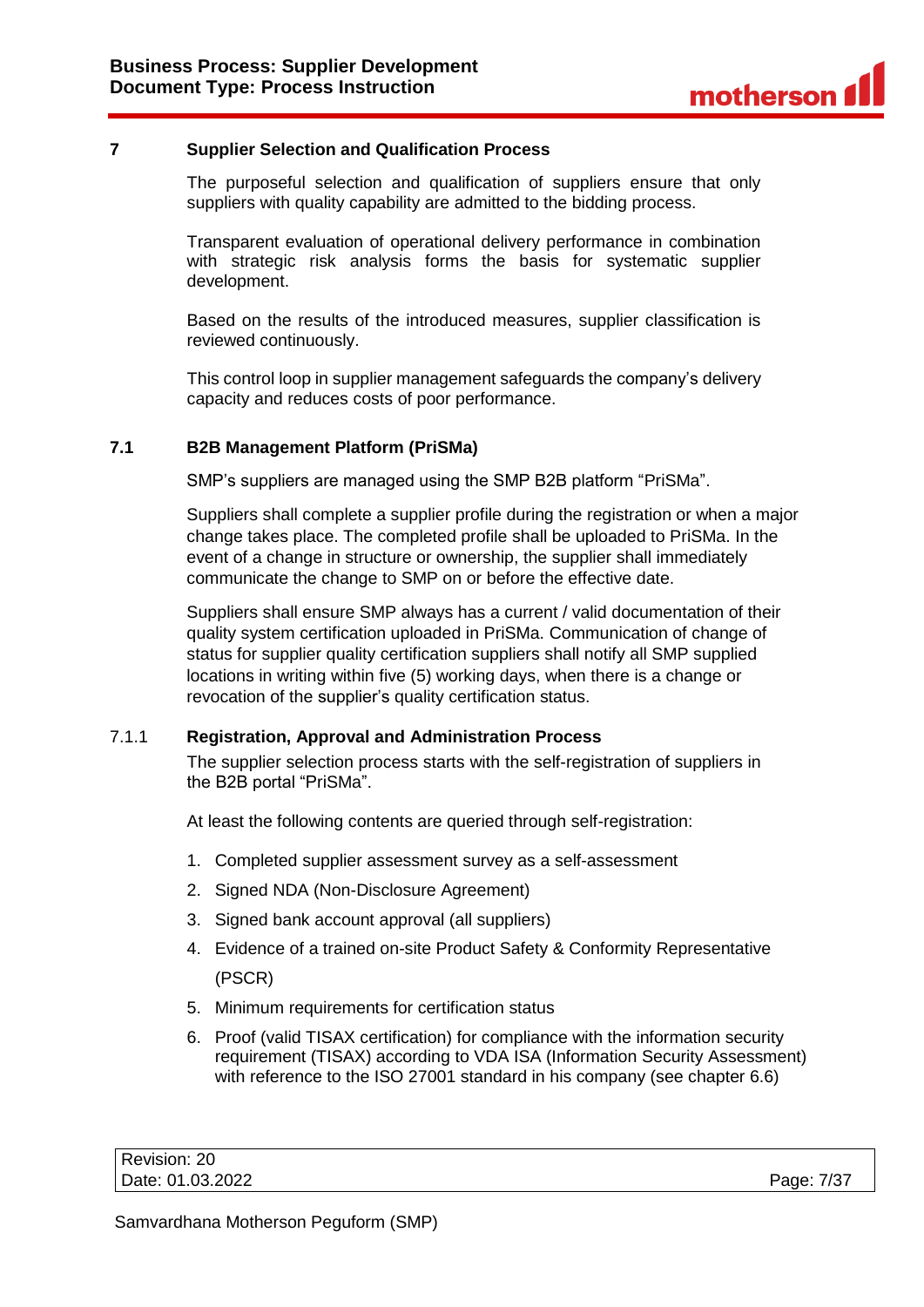## 7 Supplier Selection and Qualification Process

The purposeful selection and qualification of suppliers ensure that only suppliers with quality capability are admitted to the bidding process.

Transparent evaluation of operational delivery performance in combination with strategic risk analysis forms the basis for systematic supplier development.

Based on the results of the introduced measures, supplier classification is reviewed continuously.

This control loop in supplier management safeguards the company's delivery capacity and reduces costs of poor performance.

### 7.1 B2B Management Platform (PriSMa)

SMP's suppliers are managed using the SMP B2B platform "PriSMa".

Suppliers shall complete a supplier profile during the registration or when a major change takes place. The completed profile shall be uploaded to PriSMa. In the event of a change in structure or ownership, the supplier shall immediately communicate the change to SMP on or before the effective date.

Suppliers shall ensure SMP always has a current / valid documentation of their quality system certification uploaded in PriSMa. Communication of change of status for supplier quality certification suppliers shall notify all SMP supplied locations in writing within five (5) working days, when there is a change or revocation of the supplier's quality certification status.

#### 7.1.1 Registration, Approval and Administration Process

The supplier selection process starts with the self-registration of suppliers in the B2B portal "PriSMa".

At least the following contents are queried through self-registration:

1. Completed supplier assessment survey as a self-assessment
2. Signed NDA (Non-Disclosure Agreement)
3. Signed bank account approval (all suppliers)
4. Evidence of a trained on-site Product Safety & Conformity Representative (PSCR)
5. Minimum requirements for certification status
6. Proof (valid TISAX certification) for compliance with the information security requirement (TISAX) according to VDA ISA (Information Security Assessment) with reference to the ISO 27001 standard in his company (see chapter 6.6)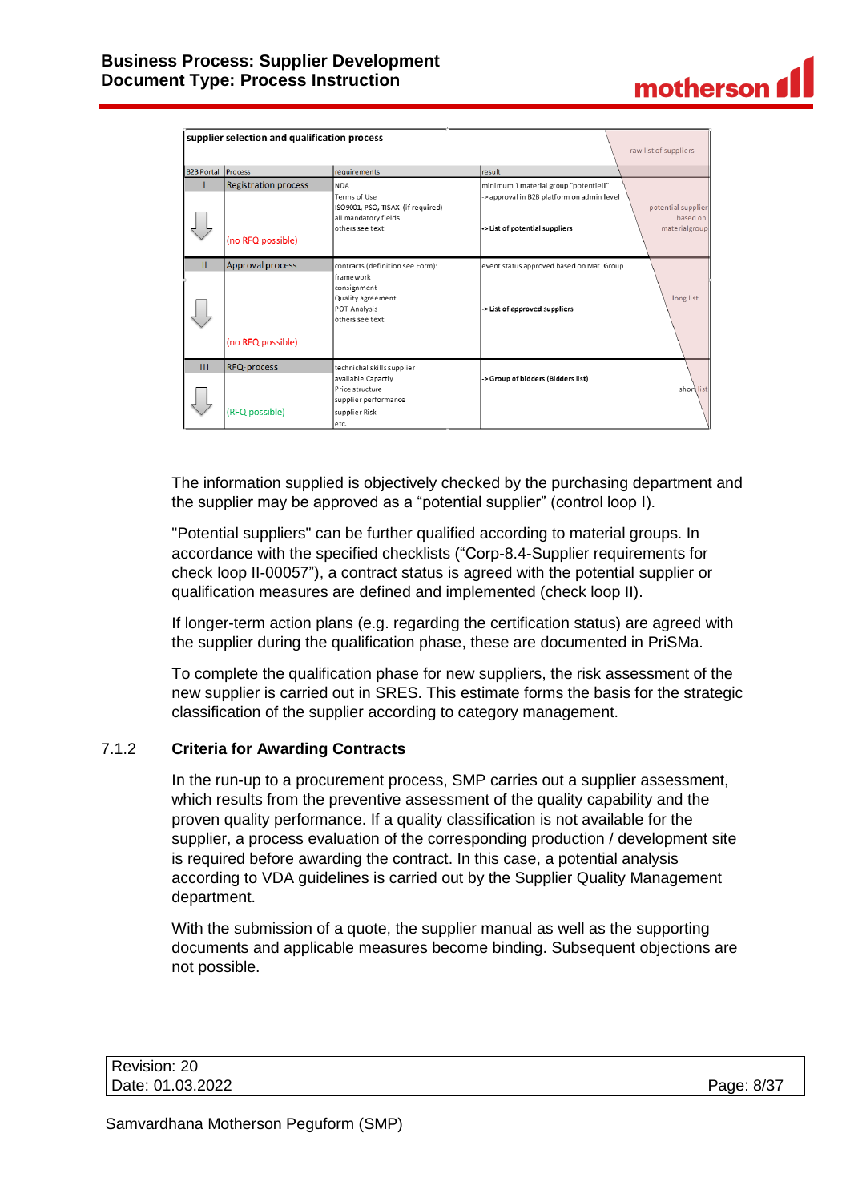| supplier selection and qualification process | | | | raw list of suppliers |
|---|---|---|---|---|
| B2B Portal | Process | requirements | result | |
| I | Registration process<br><br>(no RFQ possible) | NDA<br>Terms of Use<br>ISO9001, PSO, TISAX (if required)<br>all mandatory fields<br>others see text | minimum 1 material group "potentiell"<br>-> approval in B2B platform on admin level<br><br>-> List of potential suppliers | potential supplier based on materialgroup |
| II | Approval process<br><br>(no RFQ possible) | contracts (definition see Form):<br>framework<br>consignment<br>Quality agreement<br>POT-Analysis<br>others see text | event status approved based on Mat. Group<br><br>-> List of approved suppliers | long list |
| III | RFQ-process<br><br>(RFQ possible) | technichal skills supplier<br>available Capactiy<br>Price structure<br>supplier performance<br>supplier Risk<br>etc. | -> Group of bidders (Bidders list) | short list |

The information supplied is objectively checked by the purchasing department and the supplier may be approved as a “potential supplier” (control loop I).

"Potential suppliers" can be further qualified according to material groups. In accordance with the specified checklists (“Corp-8.4-Supplier requirements for check loop II-00057”), a contract status is agreed with the potential supplier or qualification measures are defined and implemented (check loop II).

If longer-term action plans (e.g. regarding the certification status) are agreed with the supplier during the qualification phase, these are documented in PriSMa.

To complete the qualification phase for new suppliers, the risk assessment of the new supplier is carried out in SRES. This estimate forms the basis for the strategic classification of the supplier according to category management.

### 7.1.2 Criteria for Awarding Contracts

In the run-up to a procurement process, SMP carries out a supplier assessment, which results from the preventive assessment of the quality capability and the proven quality performance. If a quality classification is not available for the supplier, a process evaluation of the corresponding production / development site is required before awarding the contract. In this case, a potential analysis according to VDA guidelines is carried out by the Supplier Quality Management department.

With the submission of a quote, the supplier manual as well as the supporting documents and applicable measures become binding. Subsequent objections are not possible.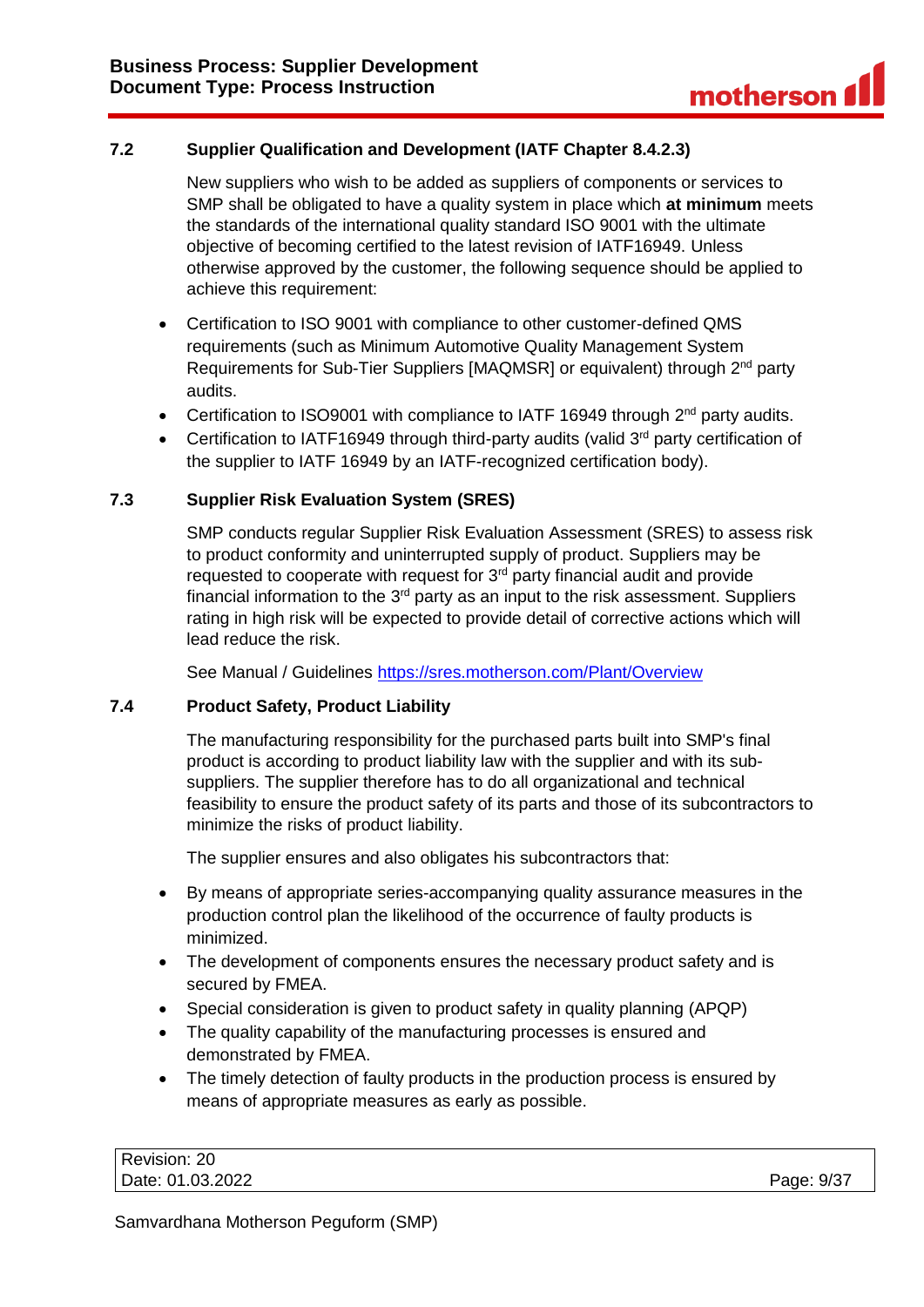### 7.2 Supplier Qualification and Development (IATF Chapter 8.4.2.3)

New suppliers who wish to be added as suppliers of components or services to SMP shall be obligated to have a quality system in place which **at minimum** meets the standards of the international quality standard ISO 9001 with the ultimate objective of becoming certified to the latest revision of IATF16949. Unless otherwise approved by the customer, the following sequence should be applied to achieve this requirement:

- Certification to ISO 9001 with compliance to other customer-defined QMS requirements (such as Minimum Automotive Quality Management System Requirements for Sub-Tier Suppliers [MAQMSR] or equivalent) through 2nd party audits.
- Certification to ISO9001 with compliance to IATF 16949 through 2nd party audits.
- Certification to IATF16949 through third-party audits (valid 3rd party certification of the supplier to IATF 16949 by an IATF-recognized certification body).

### 7.3 Supplier Risk Evaluation System (SRES)

SMP conducts regular Supplier Risk Evaluation Assessment (SRES) to assess risk to product conformity and uninterrupted supply of product. Suppliers may be requested to cooperate with request for 3rd party financial audit and provide financial information to the 3rd party as an input to the risk assessment. Suppliers rating in high risk will be expected to provide detail of corrective actions which will lead reduce the risk.

See Manual / Guidelines https://sres.motherson.com/Plant/Overview

### 7.4 Product Safety, Product Liability

The manufacturing responsibility for the purchased parts built into SMP's final product is according to product liability law with the supplier and with its sub-suppliers. The supplier therefore has to do all organizational and technical feasibility to ensure the product safety of its parts and those of its subcontractors to minimize the risks of product liability.

The supplier ensures and also obligates his subcontractors that:

- By means of appropriate series-accompanying quality assurance measures in the production control plan the likelihood of the occurrence of faulty products is minimized.
- The development of components ensures the necessary product safety and is secured by FMEA.
- Special consideration is given to product safety in quality planning (APQP)
- The quality capability of the manufacturing processes is ensured and demonstrated by FMEA.
- The timely detection of faulty products in the production process is ensured by means of appropriate measures as early as possible.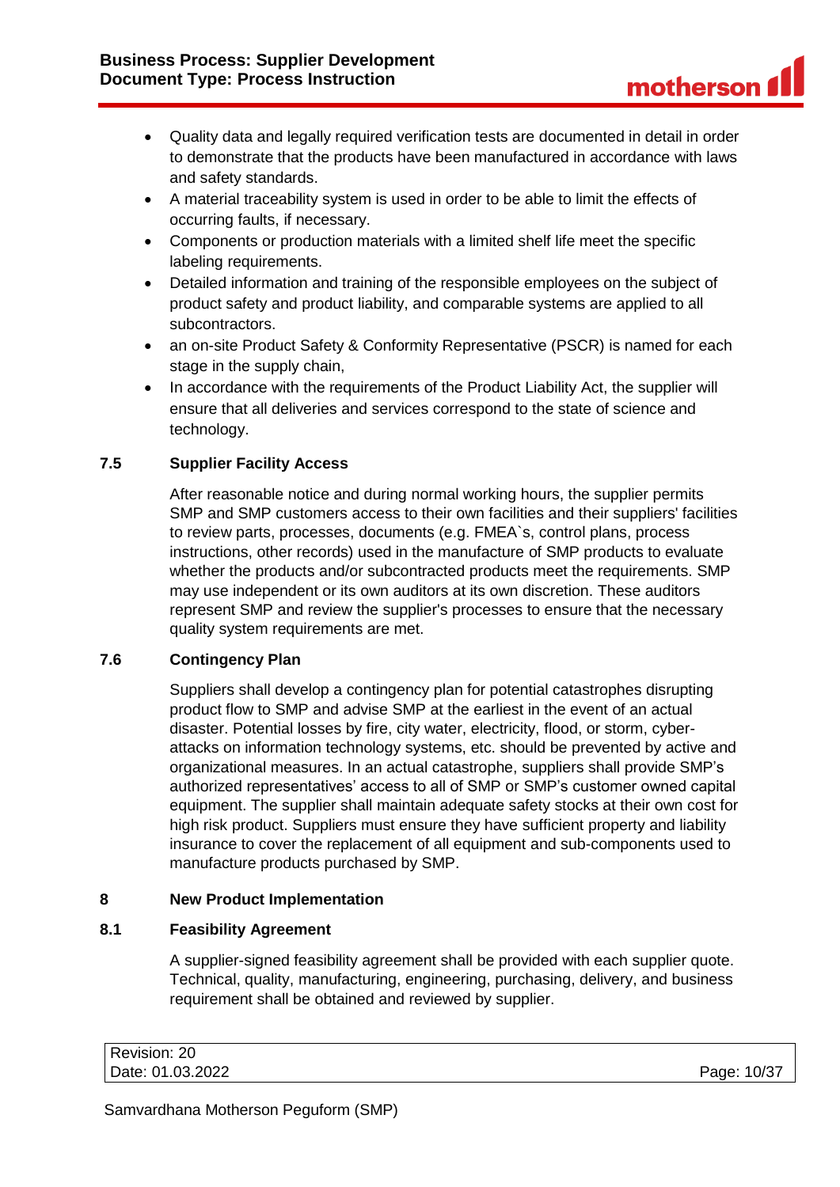- Quality data and legally required verification tests are documented in detail in order to demonstrate that the products have been manufactured in accordance with laws and safety standards.
- A material traceability system is used in order to be able to limit the effects of occurring faults, if necessary.
- Components or production materials with a limited shelf life meet the specific labeling requirements.
- Detailed information and training of the responsible employees on the subject of product safety and product liability, and comparable systems are applied to all subcontractors.
- an on-site Product Safety & Conformity Representative (PSCR) is named for each stage in the supply chain,
- In accordance with the requirements of the Product Liability Act, the supplier will ensure that all deliveries and services correspond to the state of science and technology.

### 7.5 Supplier Facility Access

After reasonable notice and during normal working hours, the supplier permits SMP and SMP customers access to their own facilities and their suppliers' facilities to review parts, processes, documents (e.g. FMEA`s, control plans, process instructions, other records) used in the manufacture of SMP products to evaluate whether the products and/or subcontracted products meet the requirements. SMP may use independent or its own auditors at its own discretion. These auditors represent SMP and review the supplier's processes to ensure that the necessary quality system requirements are met.

### 7.6 Contingency Plan

Suppliers shall develop a contingency plan for potential catastrophes disrupting product flow to SMP and advise SMP at the earliest in the event of an actual disaster. Potential losses by fire, city water, electricity, flood, or storm, cyber-attacks on information technology systems, etc. should be prevented by active and organizational measures. In an actual catastrophe, suppliers shall provide SMP's authorized representatives' access to all of SMP or SMP's customer owned capital equipment. The supplier shall maintain adequate safety stocks at their own cost for high risk product. Suppliers must ensure they have sufficient property and liability insurance to cover the replacement of all equipment and sub-components used to manufacture products purchased by SMP.

## 8 New Product Implementation

### 8.1 Feasibility Agreement

A supplier-signed feasibility agreement shall be provided with each supplier quote. Technical, quality, manufacturing, engineering, purchasing, delivery, and business requirement shall be obtained and reviewed by supplier.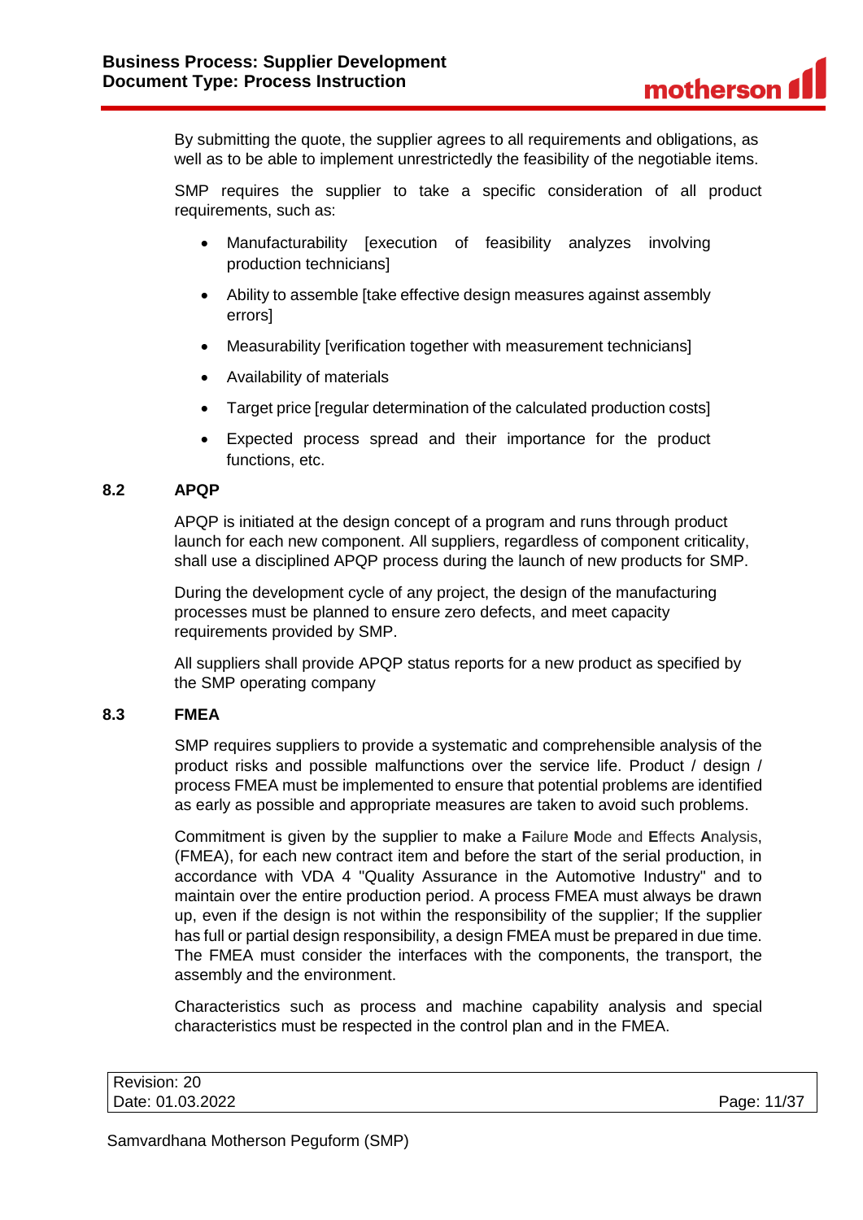By submitting the quote, the supplier agrees to all requirements and obligations, as well as to be able to implement unrestrictedly the feasibility of the negotiable items.

SMP requires the supplier to take a specific consideration of all product requirements, such as:

- Manufacturability [execution of feasibility analyzes involving production technicians]
- Ability to assemble [take effective design measures against assembly errors]
- Measurability [verification together with measurement technicians]
- Availability of materials
- Target price [regular determination of the calculated production costs]
- Expected process spread and their importance for the product functions, etc.

## 8.2 APQP

APQP is initiated at the design concept of a program and runs through product launch for each new component. All suppliers, regardless of component criticality, shall use a disciplined APQP process during the launch of new products for SMP.

During the development cycle of any project, the design of the manufacturing processes must be planned to ensure zero defects, and meet capacity requirements provided by SMP.

All suppliers shall provide APQP status reports for a new product as specified by the SMP operating company

## 8.3 FMEA

SMP requires suppliers to provide a systematic and comprehensible analysis of the product risks and possible malfunctions over the service life. Product / design / process FMEA must be implemented to ensure that potential problems are identified as early as possible and appropriate measures are taken to avoid such problems.

Commitment is given by the supplier to make a **F**ailure **M**ode and **E**ffects **A**nalysis, (FMEA), for each new contract item and before the start of the serial production, in accordance with VDA 4 "Quality Assurance in the Automotive Industry" and to maintain over the entire production period. A process FMEA must always be drawn up, even if the design is not within the responsibility of the supplier; If the supplier has full or partial design responsibility, a design FMEA must be prepared in due time. The FMEA must consider the interfaces with the components, the transport, the assembly and the environment.

Characteristics such as process and machine capability analysis and special characteristics must be respected in the control plan and in the FMEA.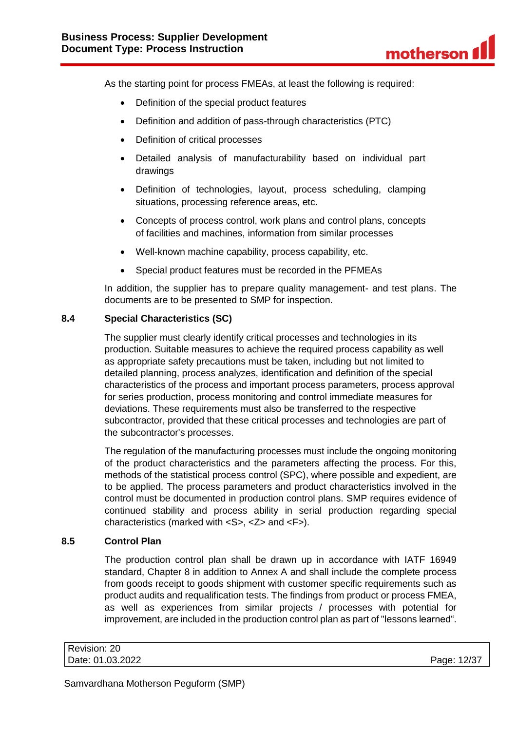As the starting point for process FMEAs, at least the following is required:

- Definition of the special product features
- Definition and addition of pass-through characteristics (PTC)
- Definition of critical processes
- Detailed analysis of manufacturability based on individual part drawings
- Definition of technologies, layout, process scheduling, clamping situations, processing reference areas, etc.
- Concepts of process control, work plans and control plans, concepts of facilities and machines, information from similar processes
- Well-known machine capability, process capability, etc.
- Special product features must be recorded in the PFMEAs

In addition, the supplier has to prepare quality management- and test plans. The documents are to be presented to SMP for inspection.

### 8.4 Special Characteristics (SC)

The supplier must clearly identify critical processes and technologies in its production. Suitable measures to achieve the required process capability as well as appropriate safety precautions must be taken, including but not limited to detailed planning, process analyzes, identification and definition of the special characteristics of the process and important process parameters, process approval for series production, process monitoring and control immediate measures for deviations. These requirements must also be transferred to the respective subcontractor, provided that these critical processes and technologies are part of the subcontractor's processes.

The regulation of the manufacturing processes must include the ongoing monitoring of the product characteristics and the parameters affecting the process. For this, methods of the statistical process control (SPC), where possible and expedient, are to be applied. The process parameters and product characteristics involved in the control must be documented in production control plans. SMP requires evidence of continued stability and process ability in serial production regarding special characteristics (marked with <S>, <Z> and <F>).

### 8.5 Control Plan

The production control plan shall be drawn up in accordance with IATF 16949 standard, Chapter 8 in addition to Annex A and shall include the complete process from goods receipt to goods shipment with customer specific requirements such as product audits and requalification tests. The findings from product or process FMEA, as well as experiences from similar projects / processes with potential for improvement, are included in the production control plan as part of "lessons learned".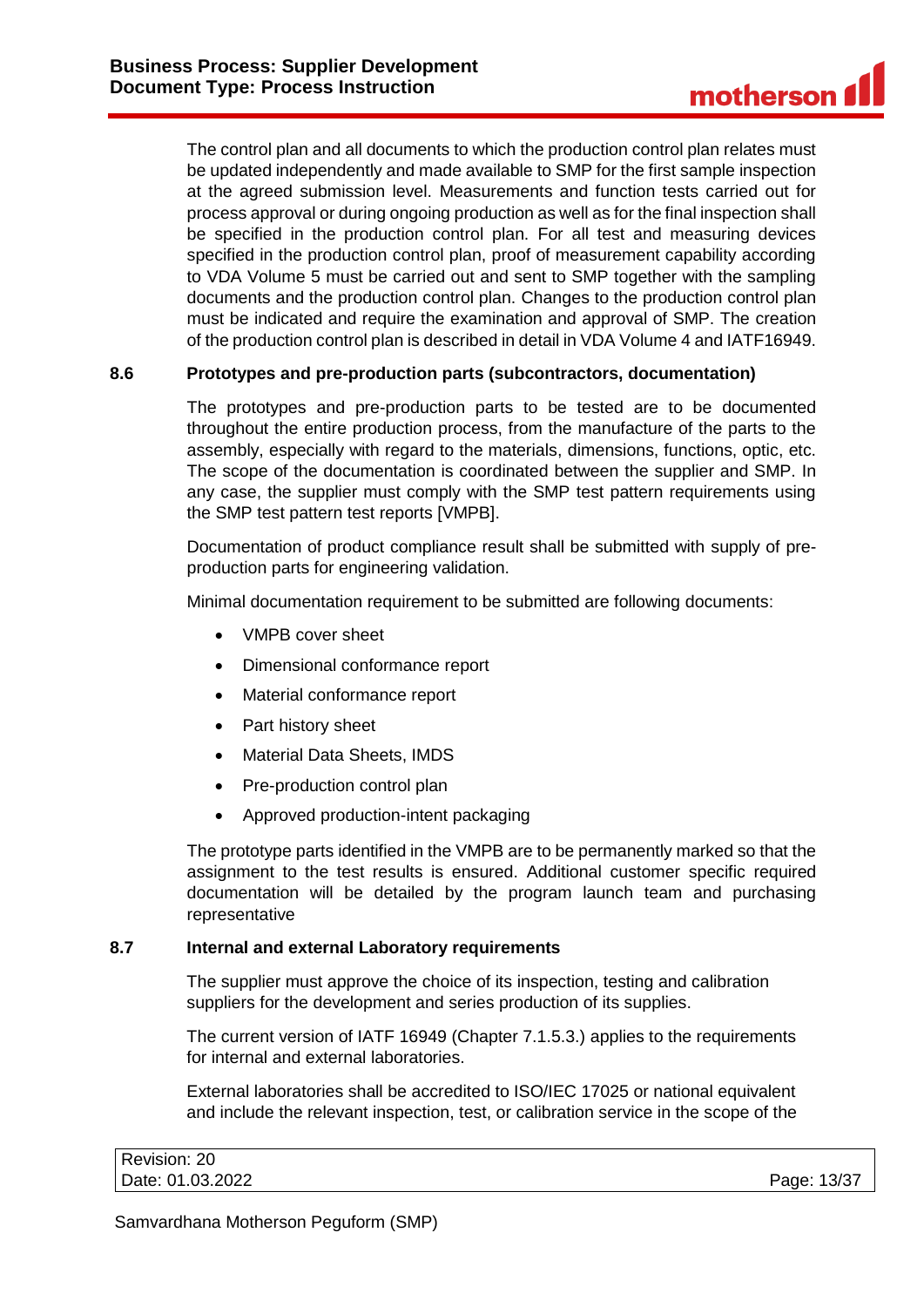The control plan and all documents to which the production control plan relates must be updated independently and made available to SMP for the first sample inspection at the agreed submission level. Measurements and function tests carried out for process approval or during ongoing production as well as for the final inspection shall be specified in the production control plan. For all test and measuring devices specified in the production control plan, proof of measurement capability according to VDA Volume 5 must be carried out and sent to SMP together with the sampling documents and the production control plan. Changes to the production control plan must be indicated and require the examination and approval of SMP. The creation of the production control plan is described in detail in VDA Volume 4 and IATF16949.

### 8.6 Prototypes and pre-production parts (subcontractors, documentation)

The prototypes and pre-production parts to be tested are to be documented throughout the entire production process, from the manufacture of the parts to the assembly, especially with regard to the materials, dimensions, functions, optic, etc. The scope of the documentation is coordinated between the supplier and SMP. In any case, the supplier must comply with the SMP test pattern requirements using the SMP test pattern test reports [VMPB].

Documentation of product compliance result shall be submitted with supply of pre-production parts for engineering validation.

Minimal documentation requirement to be submitted are following documents:

- VMPB cover sheet
- Dimensional conformance report
- Material conformance report
- Part history sheet
- Material Data Sheets, IMDS
- Pre-production control plan
- Approved production-intent packaging

The prototype parts identified in the VMPB are to be permanently marked so that the assignment to the test results is ensured. Additional customer specific required documentation will be detailed by the program launch team and purchasing representative

### 8.7 Internal and external Laboratory requirements

The supplier must approve the choice of its inspection, testing and calibration suppliers for the development and series production of its supplies.

The current version of IATF 16949 (Chapter 7.1.5.3.) applies to the requirements for internal and external laboratories.

External laboratories shall be accredited to ISO/IEC 17025 or national equivalent and include the relevant inspection, test, or calibration service in the scope of the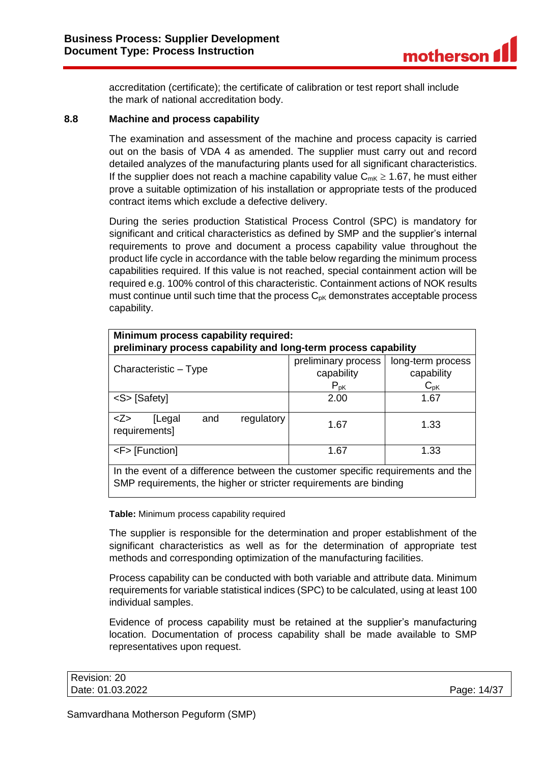accreditation (certificate); the certificate of calibration or test report shall include the mark of national accreditation body.

### 8.8 Machine and process capability

The examination and assessment of the machine and process capacity is carried out on the basis of VDA 4 as amended. The supplier must carry out and record detailed analyzes of the manufacturing plants used for all significant characteristics. If the supplier does not reach a machine capability value $C_{mK} \geq 1.67$, he must either prove a suitable optimization of his installation or appropriate tests of the produced contract items which exclude a defective delivery.

During the series production Statistical Process Control (SPC) is mandatory for significant and critical characteristics as defined by SMP and the supplier's internal requirements to prove and document a process capability value throughout the product life cycle in accordance with the table below regarding the minimum process capabilities required. If this value is not reached, special containment action will be required e.g. 100% control of this characteristic. Containment actions of NOK results must continue until such time that the process $C_{pK}$ demonstrates acceptable process capability.

| **Minimum process capability required: preliminary process capability and long-term process capability** | | |
|---|---|---|
| Characteristic – Type | preliminary process capability $P_{pK}$ | long-term process capability $C_{pK}$ |
| <S> [Safety] | 2.00 | 1.67 |
| <Z> [Legal and regulatory requirements] | 1.67 | 1.33 |
| <F> [Function] | 1.67 | 1.33 |
| In the event of a difference between the customer specific requirements and the SMP requirements, the higher or stricter requirements are binding | | |

**Table:** Minimum process capability required

The supplier is responsible for the determination and proper establishment of the significant characteristics as well as for the determination of appropriate test methods and corresponding optimization of the manufacturing facilities.

Process capability can be conducted with both variable and attribute data. Minimum requirements for variable statistical indices (SPC) to be calculated, using at least 100 individual samples.

Evidence of process capability must be retained at the supplier's manufacturing location. Documentation of process capability shall be made available to SMP representatives upon request.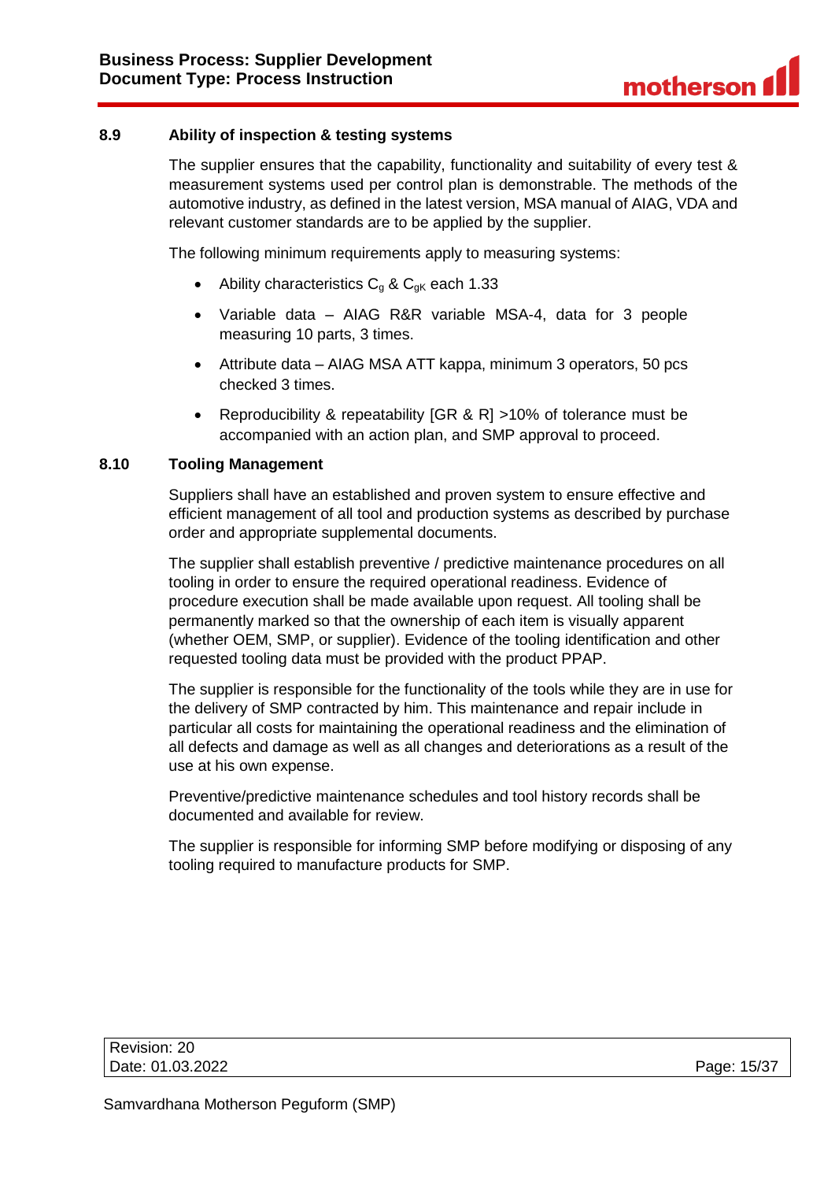### 8.9 Ability of inspection & testing systems

The supplier ensures that the capability, functionality and suitability of every test & measurement systems used per control plan is demonstrable. The methods of the automotive industry, as defined in the latest version, MSA manual of AIAG, VDA and relevant customer standards are to be applied by the supplier.

The following minimum requirements apply to measuring systems:

- Ability characteristics $C_g$ & $C_{gK}$ each 1.33
- Variable data – AIAG R&R variable MSA-4, data for 3 people measuring 10 parts, 3 times.
- Attribute data – AIAG MSA ATT kappa, minimum 3 operators, 50 pcs checked 3 times.
- Reproducibility & repeatability [GR & R] >10% of tolerance must be accompanied with an action plan, and SMP approval to proceed.

### 8.10 Tooling Management

Suppliers shall have an established and proven system to ensure effective and efficient management of all tool and production systems as described by purchase order and appropriate supplemental documents.

The supplier shall establish preventive / predictive maintenance procedures on all tooling in order to ensure the required operational readiness. Evidence of procedure execution shall be made available upon request. All tooling shall be permanently marked so that the ownership of each item is visually apparent (whether OEM, SMP, or supplier). Evidence of the tooling identification and other requested tooling data must be provided with the product PPAP.

The supplier is responsible for the functionality of the tools while they are in use for the delivery of SMP contracted by him. This maintenance and repair include in particular all costs for maintaining the operational readiness and the elimination of all defects and damage as well as all changes and deteriorations as a result of the use at his own expense.

Preventive/predictive maintenance schedules and tool history records shall be documented and available for review.

The supplier is responsible for informing SMP before modifying or disposing of any tooling required to manufacture products for SMP.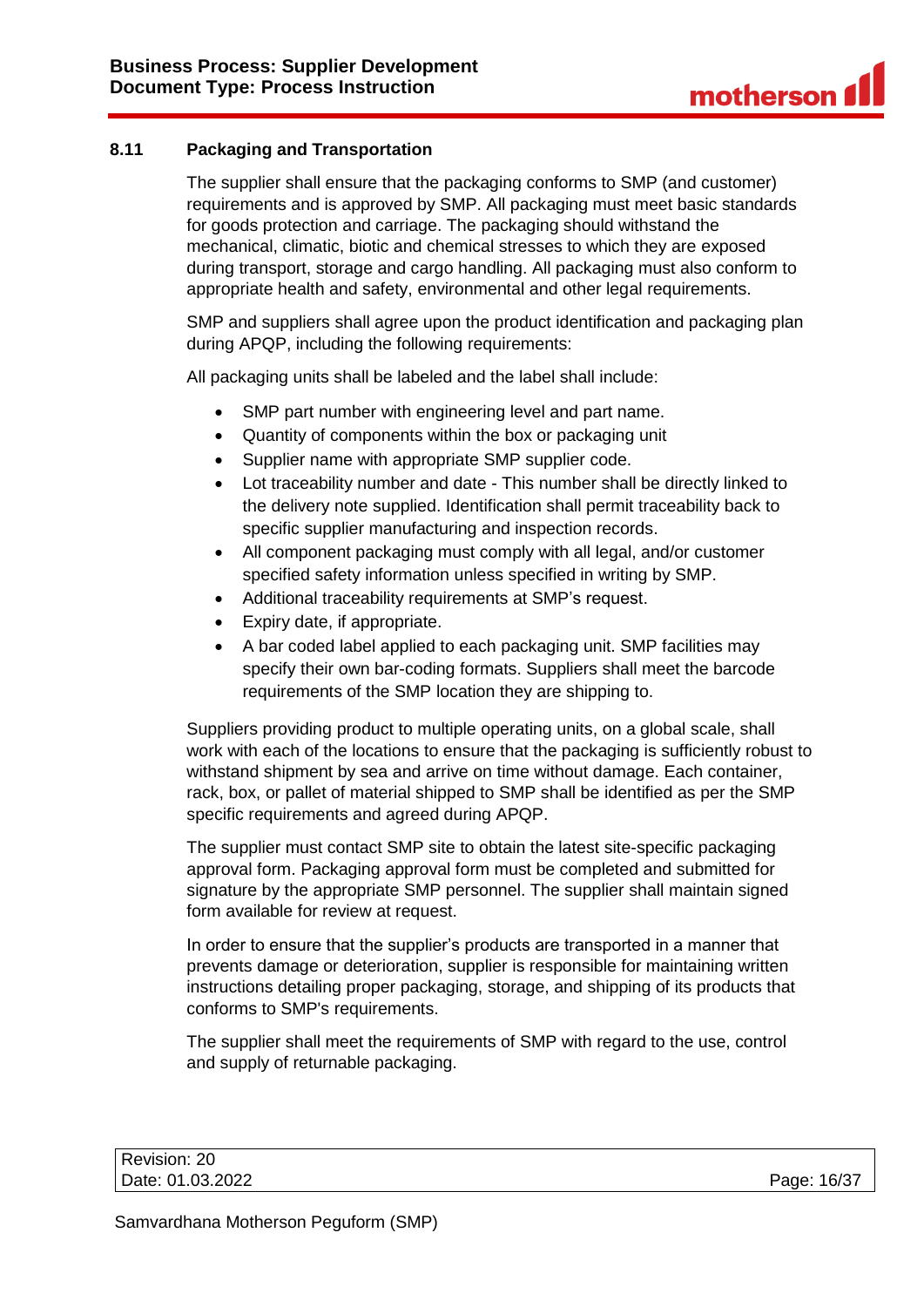### 8.11 Packaging and Transportation

The supplier shall ensure that the packaging conforms to SMP (and customer) requirements and is approved by SMP. All packaging must meet basic standards for goods protection and carriage. The packaging should withstand the mechanical, climatic, biotic and chemical stresses to which they are exposed during transport, storage and cargo handling. All packaging must also conform to appropriate health and safety, environmental and other legal requirements.

SMP and suppliers shall agree upon the product identification and packaging plan during APQP, including the following requirements:

All packaging units shall be labeled and the label shall include:

- SMP part number with engineering level and part name.
- Quantity of components within the box or packaging unit
- Supplier name with appropriate SMP supplier code.
- Lot traceability number and date - This number shall be directly linked to the delivery note supplied. Identification shall permit traceability back to specific supplier manufacturing and inspection records.
- All component packaging must comply with all legal, and/or customer specified safety information unless specified in writing by SMP.
- Additional traceability requirements at SMP's request.
- Expiry date, if appropriate.
- A bar coded label applied to each packaging unit. SMP facilities may specify their own bar-coding formats. Suppliers shall meet the barcode requirements of the SMP location they are shipping to.

Suppliers providing product to multiple operating units, on a global scale, shall work with each of the locations to ensure that the packaging is sufficiently robust to withstand shipment by sea and arrive on time without damage. Each container, rack, box, or pallet of material shipped to SMP shall be identified as per the SMP specific requirements and agreed during APQP.

The supplier must contact SMP site to obtain the latest site-specific packaging approval form. Packaging approval form must be completed and submitted for signature by the appropriate SMP personnel. The supplier shall maintain signed form available for review at request.

In order to ensure that the supplier's products are transported in a manner that prevents damage or deterioration, supplier is responsible for maintaining written instructions detailing proper packaging, storage, and shipping of its products that conforms to SMP's requirements.

The supplier shall meet the requirements of SMP with regard to the use, control and supply of returnable packaging.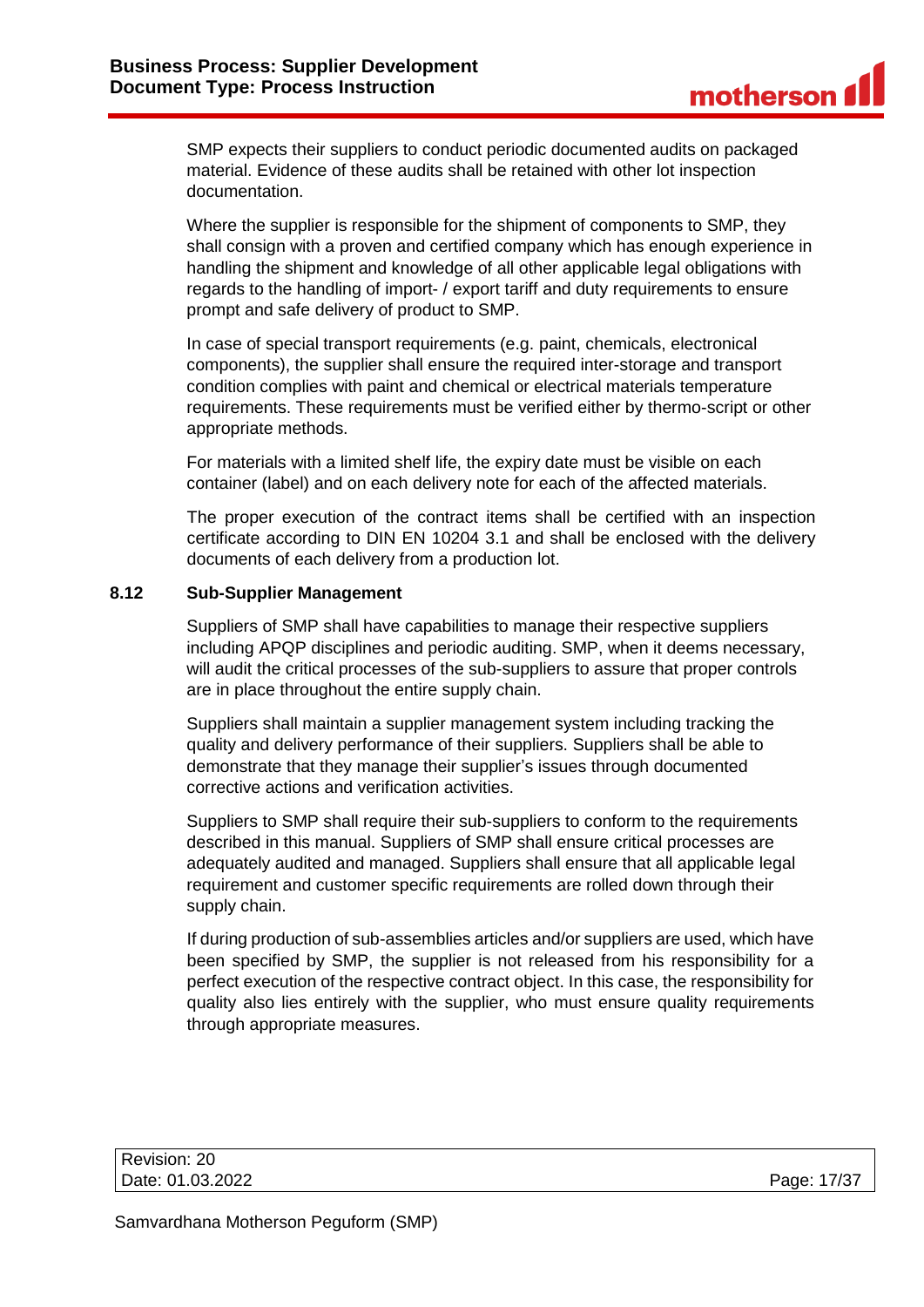SMP expects their suppliers to conduct periodic documented audits on packaged material. Evidence of these audits shall be retained with other lot inspection documentation.

Where the supplier is responsible for the shipment of components to SMP, they shall consign with a proven and certified company which has enough experience in handling the shipment and knowledge of all other applicable legal obligations with regards to the handling of import- / export tariff and duty requirements to ensure prompt and safe delivery of product to SMP.

In case of special transport requirements (e.g. paint, chemicals, electronical components), the supplier shall ensure the required inter-storage and transport condition complies with paint and chemical or electrical materials temperature requirements. These requirements must be verified either by thermo-script or other appropriate methods.

For materials with a limited shelf life, the expiry date must be visible on each container (label) and on each delivery note for each of the affected materials.

The proper execution of the contract items shall be certified with an inspection certificate according to DIN EN 10204 3.1 and shall be enclosed with the delivery documents of each delivery from a production lot.

### 8.12 Sub-Supplier Management

Suppliers of SMP shall have capabilities to manage their respective suppliers including APQP disciplines and periodic auditing. SMP, when it deems necessary, will audit the critical processes of the sub-suppliers to assure that proper controls are in place throughout the entire supply chain.

Suppliers shall maintain a supplier management system including tracking the quality and delivery performance of their suppliers. Suppliers shall be able to demonstrate that they manage their supplier's issues through documented corrective actions and verification activities.

Suppliers to SMP shall require their sub-suppliers to conform to the requirements described in this manual. Suppliers of SMP shall ensure critical processes are adequately audited and managed. Suppliers shall ensure that all applicable legal requirement and customer specific requirements are rolled down through their supply chain.

If during production of sub-assemblies articles and/or suppliers are used, which have been specified by SMP, the supplier is not released from his responsibility for a perfect execution of the respective contract object. In this case, the responsibility for quality also lies entirely with the supplier, who must ensure quality requirements through appropriate measures.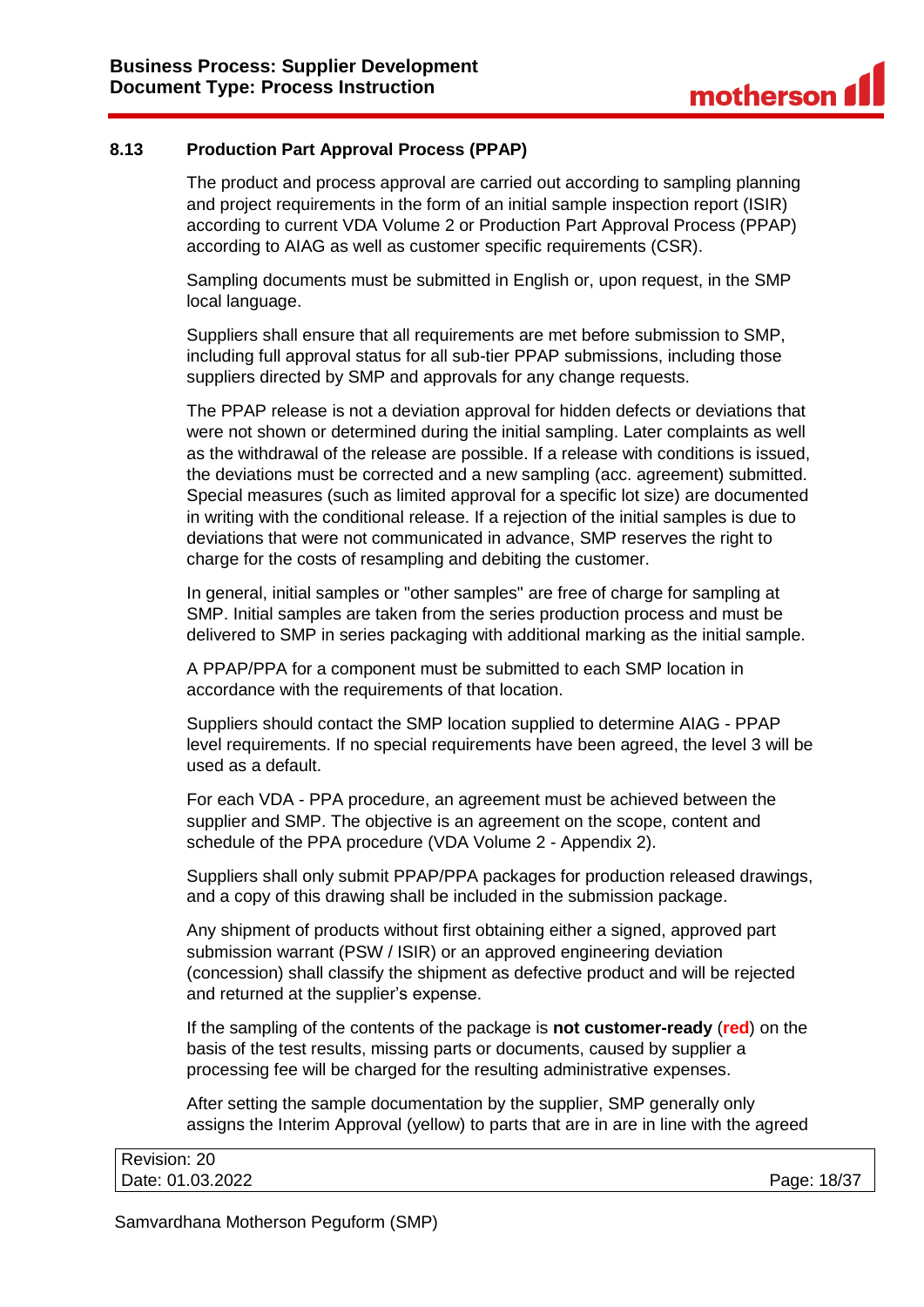### 8.13 Production Part Approval Process (PPAP)

The product and process approval are carried out according to sampling planning and project requirements in the form of an initial sample inspection report (ISIR) according to current VDA Volume 2 or Production Part Approval Process (PPAP) according to AIAG as well as customer specific requirements (CSR).

Sampling documents must be submitted in English or, upon request, in the SMP local language.

Suppliers shall ensure that all requirements are met before submission to SMP, including full approval status for all sub-tier PPAP submissions, including those suppliers directed by SMP and approvals for any change requests.

The PPAP release is not a deviation approval for hidden defects or deviations that were not shown or determined during the initial sampling. Later complaints as well as the withdrawal of the release are possible. If a release with conditions is issued, the deviations must be corrected and a new sampling (acc. agreement) submitted. Special measures (such as limited approval for a specific lot size) are documented in writing with the conditional release. If a rejection of the initial samples is due to deviations that were not communicated in advance, SMP reserves the right to charge for the costs of resampling and debiting the customer.

In general, initial samples or "other samples" are free of charge for sampling at SMP. Initial samples are taken from the series production process and must be delivered to SMP in series packaging with additional marking as the initial sample.

A PPAP/PPA for a component must be submitted to each SMP location in accordance with the requirements of that location.

Suppliers should contact the SMP location supplied to determine AIAG - PPAP level requirements. If no special requirements have been agreed, the level 3 will be used as a default.

For each VDA - PPA procedure, an agreement must be achieved between the supplier and SMP. The objective is an agreement on the scope, content and schedule of the PPA procedure (VDA Volume 2 - Appendix 2).

Suppliers shall only submit PPAP/PPA packages for production released drawings, and a copy of this drawing shall be included in the submission package.

Any shipment of products without first obtaining either a signed, approved part submission warrant (PSW / ISIR) or an approved engineering deviation (concession) shall classify the shipment as defective product and will be rejected and returned at the supplier's expense.

If the sampling of the contents of the package is **not customer-ready** (**red**) on the basis of the test results, missing parts or documents, caused by supplier a processing fee will be charged for the resulting administrative expenses.

After setting the sample documentation by the supplier, SMP generally only assigns the Interim Approval (yellow) to parts that are in are in line with the agreed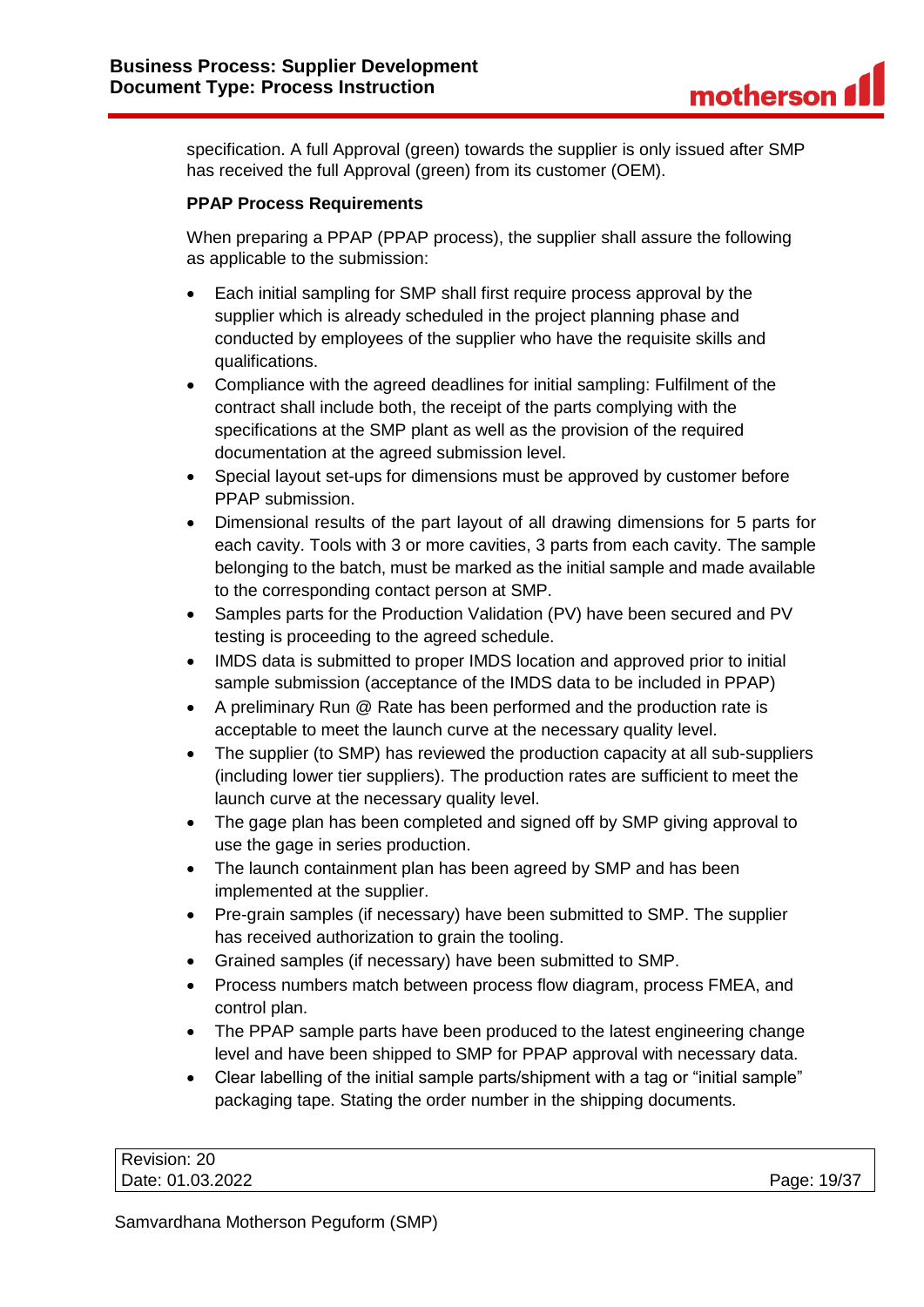specification. A full Approval (green) towards the supplier is only issued after SMP has received the full Approval (green) from its customer (OEM).

**PPAP Process Requirements**

When preparing a PPAP (PPAP process), the supplier shall assure the following as applicable to the submission:

- Each initial sampling for SMP shall first require process approval by the supplier which is already scheduled in the project planning phase and conducted by employees of the supplier who have the requisite skills and qualifications.
- Compliance with the agreed deadlines for initial sampling: Fulfilment of the contract shall include both, the receipt of the parts complying with the specifications at the SMP plant as well as the provision of the required documentation at the agreed submission level.
- Special layout set-ups for dimensions must be approved by customer before PPAP submission.
- Dimensional results of the part layout of all drawing dimensions for 5 parts for each cavity. Tools with 3 or more cavities, 3 parts from each cavity. The sample belonging to the batch, must be marked as the initial sample and made available to the corresponding contact person at SMP.
- Samples parts for the Production Validation (PV) have been secured and PV testing is proceeding to the agreed schedule.
- IMDS data is submitted to proper IMDS location and approved prior to initial sample submission (acceptance of the IMDS data to be included in PPAP)
- A preliminary Run @ Rate has been performed and the production rate is acceptable to meet the launch curve at the necessary quality level.
- The supplier (to SMP) has reviewed the production capacity at all sub-suppliers (including lower tier suppliers). The production rates are sufficient to meet the launch curve at the necessary quality level.
- The gage plan has been completed and signed off by SMP giving approval to use the gage in series production.
- The launch containment plan has been agreed by SMP and has been implemented at the supplier.
- Pre-grain samples (if necessary) have been submitted to SMP. The supplier has received authorization to grain the tooling.
- Grained samples (if necessary) have been submitted to SMP.
- Process numbers match between process flow diagram, process FMEA, and control plan.
- The PPAP sample parts have been produced to the latest engineering change level and have been shipped to SMP for PPAP approval with necessary data.
- Clear labelling of the initial sample parts/shipment with a tag or "initial sample" packaging tape. Stating the order number in the shipping documents.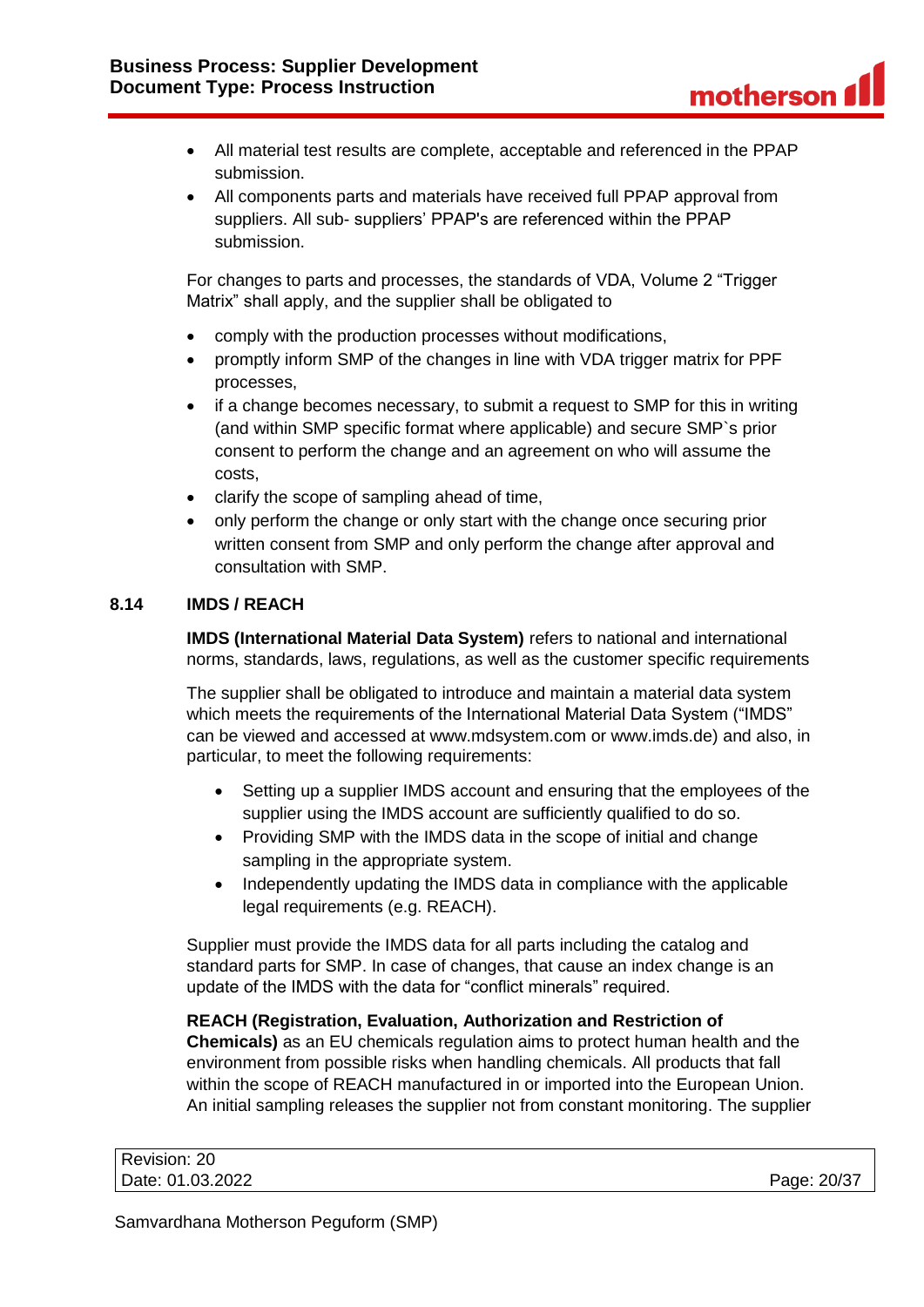- All material test results are complete, acceptable and referenced in the PPAP submission.
- All components parts and materials have received full PPAP approval from suppliers. All sub- suppliers' PPAP's are referenced within the PPAP submission.

For changes to parts and processes, the standards of VDA, Volume 2 "Trigger Matrix" shall apply, and the supplier shall be obligated to

- comply with the production processes without modifications,
- promptly inform SMP of the changes in line with VDA trigger matrix for PPF processes,
- if a change becomes necessary, to submit a request to SMP for this in writing (and within SMP specific format where applicable) and secure SMP`s prior consent to perform the change and an agreement on who will assume the costs,
- clarify the scope of sampling ahead of time,
- only perform the change or only start with the change once securing prior written consent from SMP and only perform the change after approval and consultation with SMP.

## 8.14 IMDS / REACH

**IMDS (International Material Data System)** refers to national and international norms, standards, laws, regulations, as well as the customer specific requirements

The supplier shall be obligated to introduce and maintain a material data system which meets the requirements of the International Material Data System ("IMDS" can be viewed and accessed at www.mdsystem.com or www.imds.de) and also, in particular, to meet the following requirements:

- Setting up a supplier IMDS account and ensuring that the employees of the supplier using the IMDS account are sufficiently qualified to do so.
- Providing SMP with the IMDS data in the scope of initial and change sampling in the appropriate system.
- Independently updating the IMDS data in compliance with the applicable legal requirements (e.g. REACH).

Supplier must provide the IMDS data for all parts including the catalog and standard parts for SMP. In case of changes, that cause an index change is an update of the IMDS with the data for "conflict minerals" required.

**REACH (Registration, Evaluation, Authorization and Restriction of Chemicals)** as an EU chemicals regulation aims to protect human health and the environment from possible risks when handling chemicals. All products that fall within the scope of REACH manufactured in or imported into the European Union. An initial sampling releases the supplier not from constant monitoring. The supplier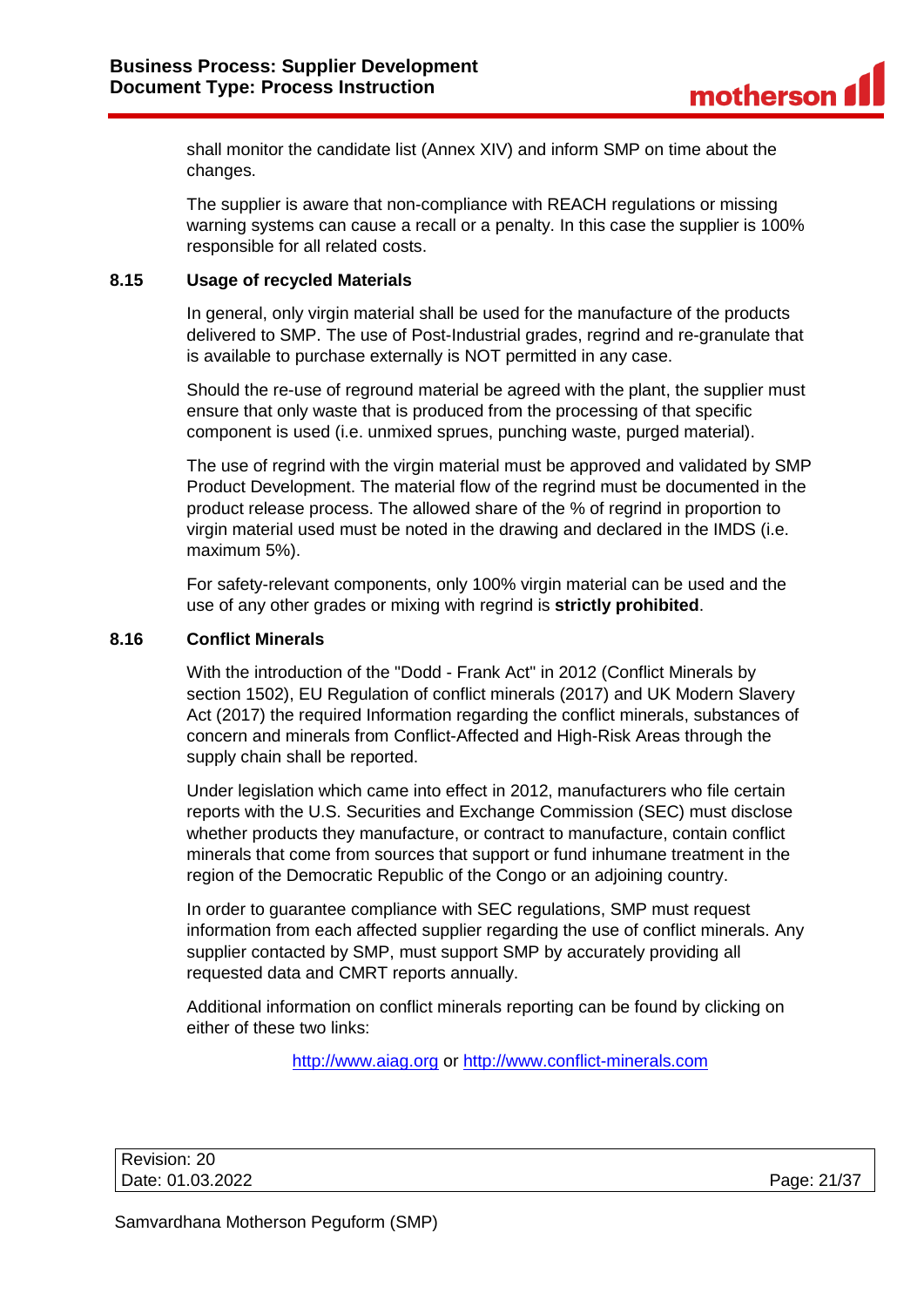shall monitor the candidate list (Annex XIV) and inform SMP on time about the changes.

The supplier is aware that non-compliance with REACH regulations or missing warning systems can cause a recall or a penalty. In this case the supplier is 100% responsible for all related costs.

### 8.15 Usage of recycled Materials

In general, only virgin material shall be used for the manufacture of the products delivered to SMP. The use of Post-Industrial grades, regrind and re-granulate that is available to purchase externally is NOT permitted in any case.

Should the re-use of reground material be agreed with the plant, the supplier must ensure that only waste that is produced from the processing of that specific component is used (i.e. unmixed sprues, punching waste, purged material).

The use of regrind with the virgin material must be approved and validated by SMP Product Development. The material flow of the regrind must be documented in the product release process. The allowed share of the % of regrind in proportion to virgin material used must be noted in the drawing and declared in the IMDS (i.e. maximum 5%).

For safety-relevant components, only 100% virgin material can be used and the use of any other grades or mixing with regrind is **strictly prohibited**.

### 8.16 Conflict Minerals

With the introduction of the "Dodd - Frank Act" in 2012 (Conflict Minerals by section 1502), EU Regulation of conflict minerals (2017) and UK Modern Slavery Act (2017) the required Information regarding the conflict minerals, substances of concern and minerals from Conflict-Affected and High-Risk Areas through the supply chain shall be reported.

Under legislation which came into effect in 2012, manufacturers who file certain reports with the U.S. Securities and Exchange Commission (SEC) must disclose whether products they manufacture, or contract to manufacture, contain conflict minerals that come from sources that support or fund inhumane treatment in the region of the Democratic Republic of the Congo or an adjoining country.

In order to guarantee compliance with SEC regulations, SMP must request information from each affected supplier regarding the use of conflict minerals. Any supplier contacted by SMP, must support SMP by accurately providing all requested data and CMRT reports annually.

Additional information on conflict minerals reporting can be found by clicking on either of these two links:

http://www.aiag.org or http://www.conflict-minerals.com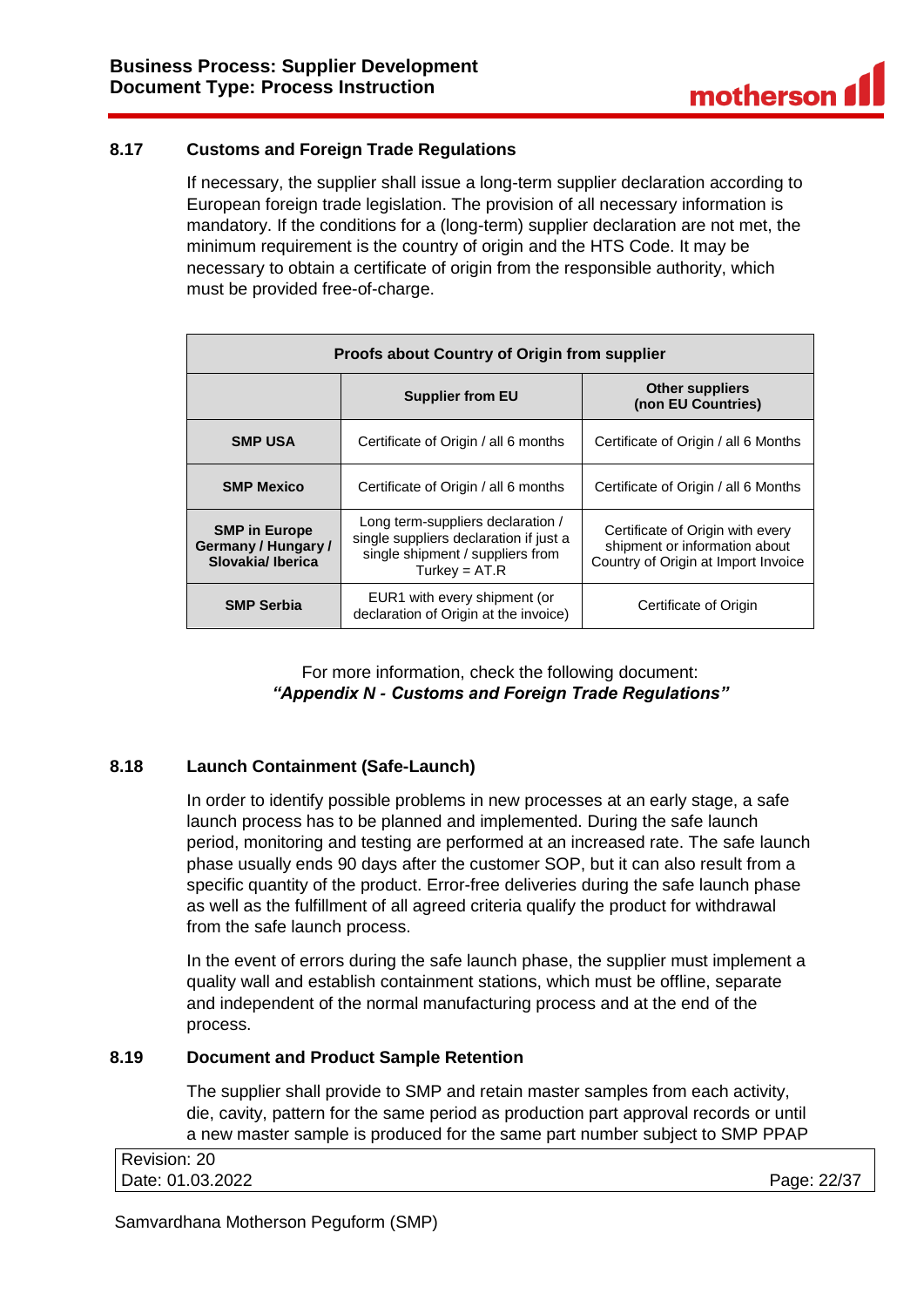### 8.17 Customs and Foreign Trade Regulations

If necessary, the supplier shall issue a long-term supplier declaration according to European foreign trade legislation. The provision of all necessary information is mandatory. If the conditions for a (long-term) supplier declaration are not met, the minimum requirement is the country of origin and the HTS Code. It may be necessary to obtain a certificate of origin from the responsible authority, which must be provided free-of-charge.

| Proofs about Country of Origin from supplier | | |
|---|---|---|
| | **Supplier from EU** | **Other suppliers (non EU Countries)** |
| **SMP USA** | Certificate of Origin / all 6 months | Certificate of Origin / all 6 Months |
| **SMP Mexico** | Certificate of Origin / all 6 months | Certificate of Origin / all 6 Months |
| **SMP in Europe Germany / Hungary / Slovakia/ Iberica** | Long term-suppliers declaration / single suppliers declaration if just a single shipment / suppliers from Turkey = AT.R | Certificate of Origin with every shipment or information about Country of Origin at Import Invoice |
| **SMP Serbia** | EUR1 with every shipment (or declaration of Origin at the invoice) | Certificate of Origin |

For more information, check the following document:
***"Appendix N - Customs and Foreign Trade Regulations"***

### 8.18 Launch Containment (Safe-Launch)

In order to identify possible problems in new processes at an early stage, a safe launch process has to be planned and implemented. During the safe launch period, monitoring and testing are performed at an increased rate. The safe launch phase usually ends 90 days after the customer SOP, but it can also result from a specific quantity of the product. Error-free deliveries during the safe launch phase as well as the fulfillment of all agreed criteria qualify the product for withdrawal from the safe launch process.

In the event of errors during the safe launch phase, the supplier must implement a quality wall and establish containment stations, which must be offline, separate and independent of the normal manufacturing process and at the end of the process.

### 8.19 Document and Product Sample Retention

The supplier shall provide to SMP and retain master samples from each activity, die, cavity, pattern for the same period as production part approval records or until a new master sample is produced for the same part number subject to SMP PPAP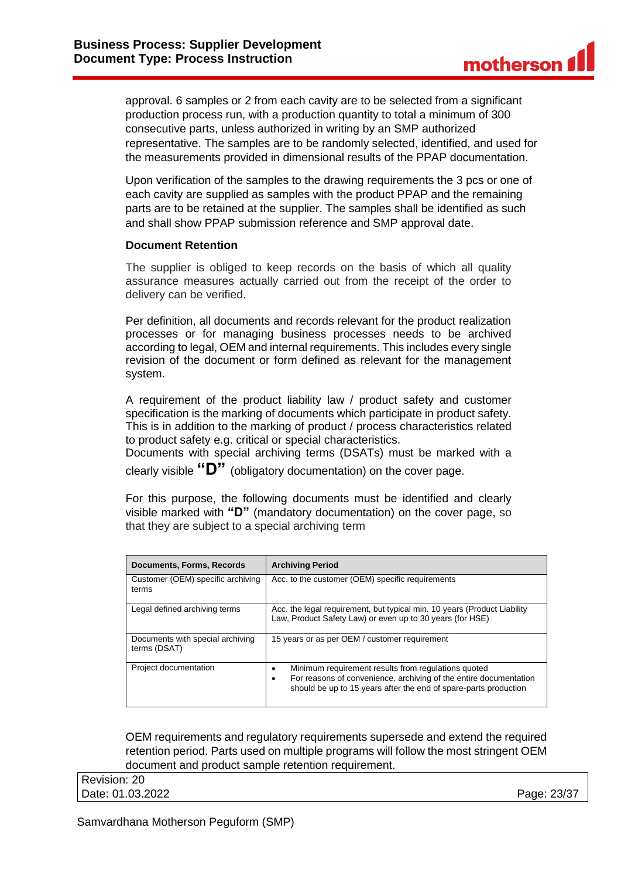approval. 6 samples or 2 from each cavity are to be selected from a significant production process run, with a production quantity to total a minimum of 300 consecutive parts, unless authorized in writing by an SMP authorized representative. The samples are to be randomly selected, identified, and used for the measurements provided in dimensional results of the PPAP documentation.

Upon verification of the samples to the drawing requirements the 3 pcs or one of each cavity are supplied as samples with the product PPAP and the remaining parts are to be retained at the supplier. The samples shall be identified as such and shall show PPAP submission reference and SMP approval date.

**Document Retention**

The supplier is obliged to keep records on the basis of which all quality assurance measures actually carried out from the receipt of the order to delivery can be verified.

Per definition, all documents and records relevant for the product realization processes or for managing business processes needs to be archived according to legal, OEM and internal requirements. This includes every single revision of the document or form defined as relevant for the management system.

A requirement of the product liability law / product safety and customer specification is the marking of documents which participate in product safety. This is in addition to the marking of product / process characteristics related to product safety e.g. critical or special characteristics.
Documents with special archiving terms (DSATs) must be marked with a clearly visible **"D"** (obligatory documentation) on the cover page.

For this purpose, the following documents must be identified and clearly visible marked with **"D"** (mandatory documentation) on the cover page, so that they are subject to a special archiving term

| Documents, Forms, Records | Archiving Period |
|---|---|
| Customer (OEM) specific archiving terms | Acc. to the customer (OEM) specific requirements |
| Legal defined archiving terms | Acc. the legal requirement, but typical min. 10 years (Product Liability Law, Product Safety Law) or even up to 30 years (for HSE) |
| Documents with special archiving terms (DSAT) | 15 years or as per OEM / customer requirement |
| Project documentation | • Minimum requirement results from regulations quoted<br>• For reasons of convenience, archiving of the entire documentation should be up to 15 years after the end of spare-parts production |

OEM requirements and regulatory requirements supersede and extend the required retention period. Parts used on multiple programs will follow the most stringent OEM document and product sample retention requirement.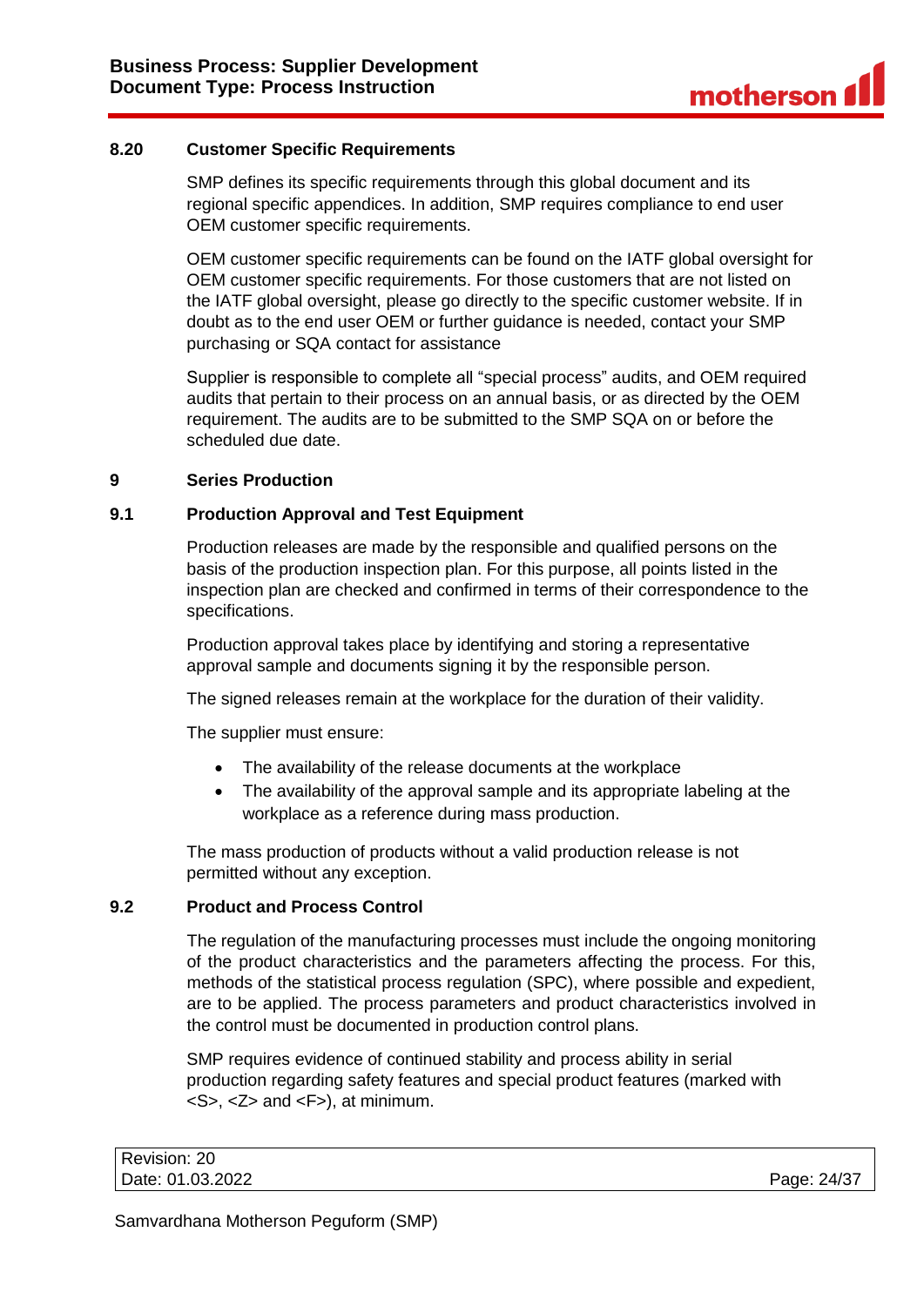### 8.20 Customer Specific Requirements

SMP defines its specific requirements through this global document and its regional specific appendices. In addition, SMP requires compliance to end user OEM customer specific requirements.

OEM customer specific requirements can be found on the IATF global oversight for OEM customer specific requirements. For those customers that are not listed on the IATF global oversight, please go directly to the specific customer website. If in doubt as to the end user OEM or further guidance is needed, contact your SMP purchasing or SQA contact for assistance

Supplier is responsible to complete all "special process" audits, and OEM required audits that pertain to their process on an annual basis, or as directed by the OEM requirement. The audits are to be submitted to the SMP SQA on or before the scheduled due date.

## 9 Series Production

### 9.1 Production Approval and Test Equipment

Production releases are made by the responsible and qualified persons on the basis of the production inspection plan. For this purpose, all points listed in the inspection plan are checked and confirmed in terms of their correspondence to the specifications.

Production approval takes place by identifying and storing a representative approval sample and documents signing it by the responsible person.

The signed releases remain at the workplace for the duration of their validity.

The supplier must ensure:

- The availability of the release documents at the workplace
- The availability of the approval sample and its appropriate labeling at the workplace as a reference during mass production.

The mass production of products without a valid production release is not permitted without any exception.

### 9.2 Product and Process Control

The regulation of the manufacturing processes must include the ongoing monitoring of the product characteristics and the parameters affecting the process. For this, methods of the statistical process regulation (SPC), where possible and expedient, are to be applied. The process parameters and product characteristics involved in the control must be documented in production control plans.

SMP requires evidence of continued stability and process ability in serial production regarding safety features and special product features (marked with <S>, <Z> and <F>), at minimum.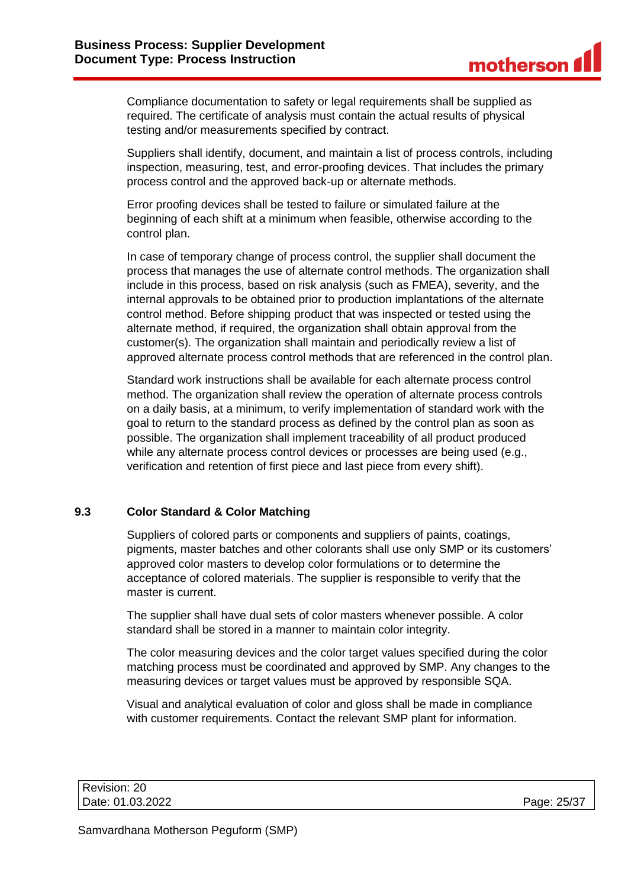Compliance documentation to safety or legal requirements shall be supplied as required. The certificate of analysis must contain the actual results of physical testing and/or measurements specified by contract.

Suppliers shall identify, document, and maintain a list of process controls, including inspection, measuring, test, and error-proofing devices. That includes the primary process control and the approved back-up or alternate methods.

Error proofing devices shall be tested to failure or simulated failure at the beginning of each shift at a minimum when feasible, otherwise according to the control plan.

In case of temporary change of process control, the supplier shall document the process that manages the use of alternate control methods. The organization shall include in this process, based on risk analysis (such as FMEA), severity, and the internal approvals to be obtained prior to production implantations of the alternate control method. Before shipping product that was inspected or tested using the alternate method, if required, the organization shall obtain approval from the customer(s). The organization shall maintain and periodically review a list of approved alternate process control methods that are referenced in the control plan.

Standard work instructions shall be available for each alternate process control method. The organization shall review the operation of alternate process controls on a daily basis, at a minimum, to verify implementation of standard work with the goal to return to the standard process as defined by the control plan as soon as possible. The organization shall implement traceability of all product produced while any alternate process control devices or processes are being used (e.g., verification and retention of first piece and last piece from every shift).

## 9.3 Color Standard & Color Matching

Suppliers of colored parts or components and suppliers of paints, coatings, pigments, master batches and other colorants shall use only SMP or its customers' approved color masters to develop color formulations or to determine the acceptance of colored materials. The supplier is responsible to verify that the master is current.

The supplier shall have dual sets of color masters whenever possible. A color standard shall be stored in a manner to maintain color integrity.

The color measuring devices and the color target values specified during the color matching process must be coordinated and approved by SMP. Any changes to the measuring devices or target values must be approved by responsible SQA.

Visual and analytical evaluation of color and gloss shall be made in compliance with customer requirements. Contact the relevant SMP plant for information.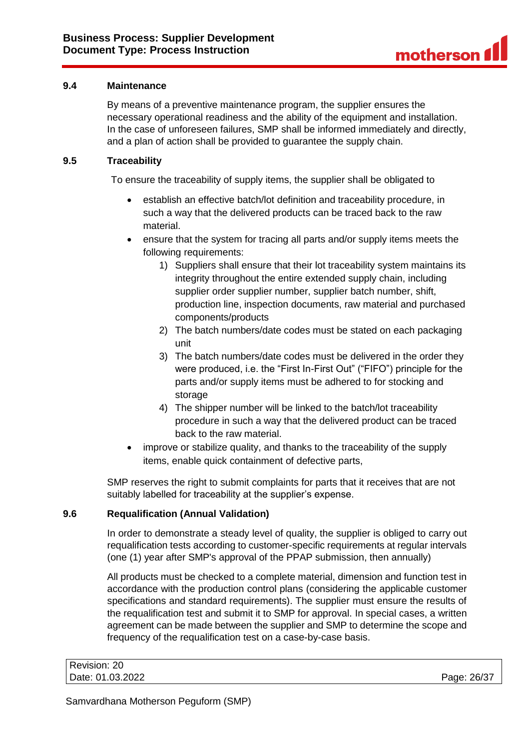### 9.4 Maintenance

By means of a preventive maintenance program, the supplier ensures the necessary operational readiness and the ability of the equipment and installation. In the case of unforeseen failures, SMP shall be informed immediately and directly, and a plan of action shall be provided to guarantee the supply chain.

### 9.5 Traceability

To ensure the traceability of supply items, the supplier shall be obligated to

- establish an effective batch/lot definition and traceability procedure, in such a way that the delivered products can be traced back to the raw material.
- ensure that the system for tracing all parts and/or supply items meets the following requirements:
  1) Suppliers shall ensure that their lot traceability system maintains its integrity throughout the entire extended supply chain, including supplier order supplier number, supplier batch number, shift, production line, inspection documents, raw material and purchased components/products
  2) The batch numbers/date codes must be stated on each packaging unit
  3) The batch numbers/date codes must be delivered in the order they were produced, i.e. the "First In-First Out" ("FIFO") principle for the parts and/or supply items must be adhered to for stocking and storage
  4) The shipper number will be linked to the batch/lot traceability procedure in such a way that the delivered product can be traced back to the raw material.
- improve or stabilize quality, and thanks to the traceability of the supply items, enable quick containment of defective parts,

SMP reserves the right to submit complaints for parts that it receives that are not suitably labelled for traceability at the supplier's expense.

### 9.6 Requalification (Annual Validation)

In order to demonstrate a steady level of quality, the supplier is obliged to carry out requalification tests according to customer-specific requirements at regular intervals (one (1) year after SMP's approval of the PPAP submission, then annually)

All products must be checked to a complete material, dimension and function test in accordance with the production control plans (considering the applicable customer specifications and standard requirements). The supplier must ensure the results of the requalification test and submit it to SMP for approval. In special cases, a written agreement can be made between the supplier and SMP to determine the scope and frequency of the requalification test on a case-by-case basis.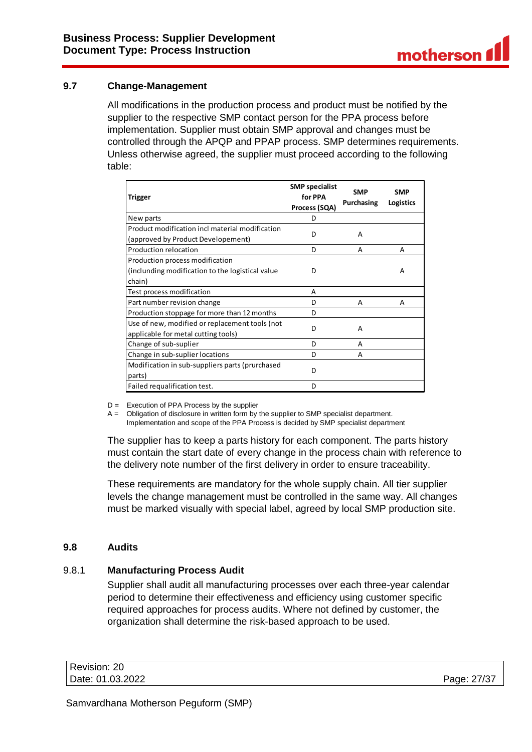## 9.7 Change-Management

All modifications in the production process and product must be notified by the supplier to the respective SMP contact person for the PPA process before implementation. Supplier must obtain SMP approval and changes must be controlled through the APQP and PPAP process. SMP determines requirements. Unless otherwise agreed, the supplier must proceed according to the following table:

| Trigger | SMP specialist for PPA Process (SQA) | SMP Purchasing | SMP Logistics |
|---|---|---|---|
| New parts | D | | |
| Product modification incl material modification (approved by Product Developement) | D | A | |
| Production relocation | D | A | A |
| Production process modification (inclunding modification to the logistical value chain) | D | | A |
| Test process modification | A | | |
| Part number revision change | D | A | A |
| Production stoppage for more than 12 months | D | | |
| Use of new, modified or replacement tools (not applicable for metal cutting tools) | D | A | |
| Change of sub-suplier | D | A | |
| Change in sub-suplier locations | D | A | |
| Modification in sub-suppliers parts (prurchased parts) | D | | |
| Failed requalification test. | D | | |

D = Execution of PPA Process by the supplier
A = Obligation of disclosure in written form by the supplier to SMP specialist department. Implementation and scope of the PPA Process is decided by SMP specialist department

The supplier has to keep a parts history for each component. The parts history must contain the start date of every change in the process chain with reference to the delivery note number of the first delivery in order to ensure traceability.

These requirements are mandatory for the whole supply chain. All tier supplier levels the change management must be controlled in the same way. All changes must be marked visually with special label, agreed by local SMP production site.

## 9.8 Audits

### 9.8.1 Manufacturing Process Audit

Supplier shall audit all manufacturing processes over each three-year calendar period to determine their effectiveness and efficiency using customer specific required approaches for process audits. Where not defined by customer, the organization shall determine the risk-based approach to be used.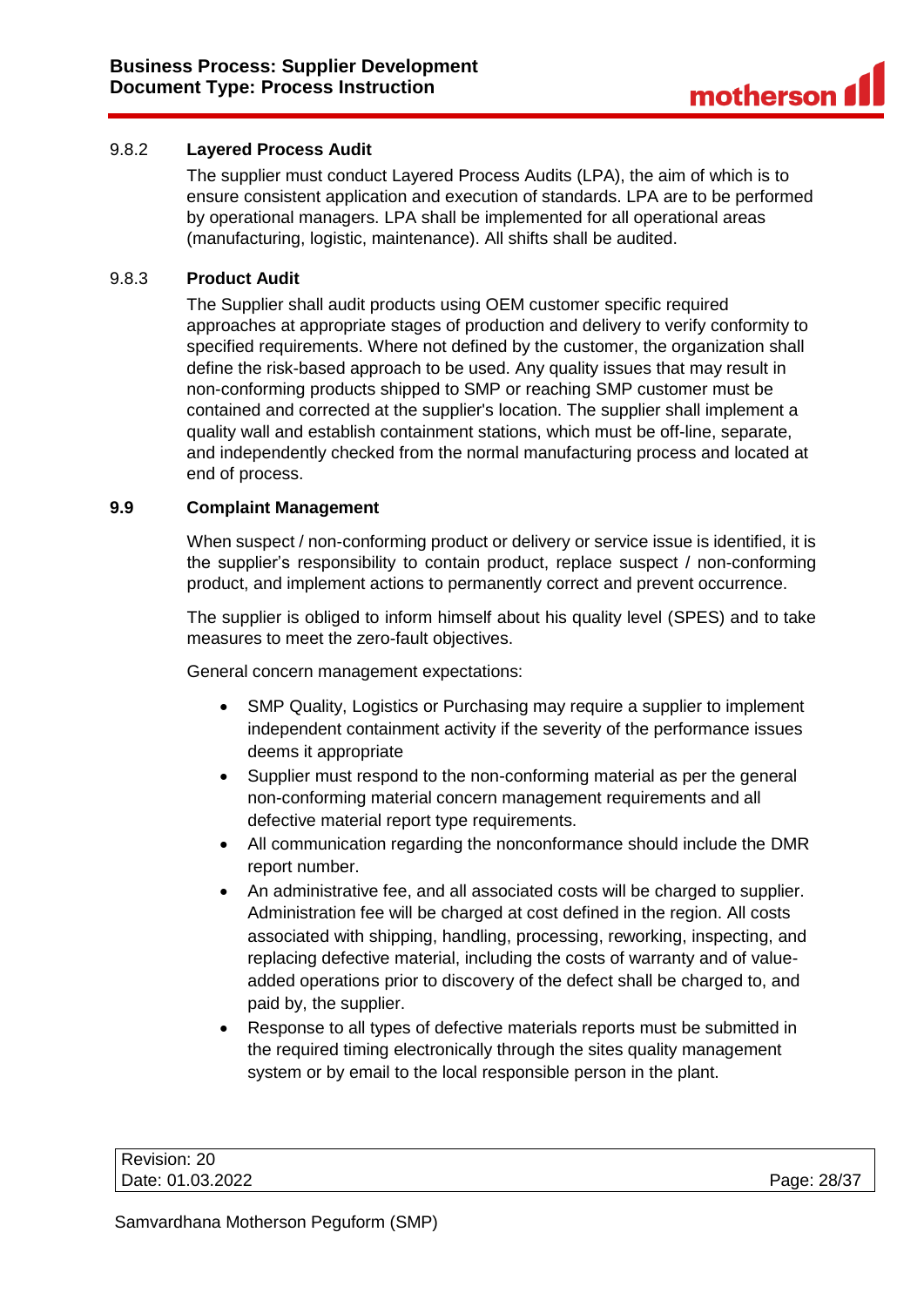### 9.8.2 Layered Process Audit

The supplier must conduct Layered Process Audits (LPA), the aim of which is to ensure consistent application and execution of standards. LPA are to be performed by operational managers. LPA shall be implemented for all operational areas (manufacturing, logistic, maintenance). All shifts shall be audited.

### 9.8.3 Product Audit

The Supplier shall audit products using OEM customer specific required approaches at appropriate stages of production and delivery to verify conformity to specified requirements. Where not defined by the customer, the organization shall define the risk-based approach to be used. Any quality issues that may result in non-conforming products shipped to SMP or reaching SMP customer must be contained and corrected at the supplier's location. The supplier shall implement a quality wall and establish containment stations, which must be off-line, separate, and independently checked from the normal manufacturing process and located at end of process.

## 9.9 Complaint Management

When suspect / non-conforming product or delivery or service issue is identified, it is the supplier's responsibility to contain product, replace suspect / non-conforming product, and implement actions to permanently correct and prevent occurrence.

The supplier is obliged to inform himself about his quality level (SPES) and to take measures to meet the zero-fault objectives.

General concern management expectations:

- SMP Quality, Logistics or Purchasing may require a supplier to implement independent containment activity if the severity of the performance issues deems it appropriate
- Supplier must respond to the non-conforming material as per the general non-conforming material concern management requirements and all defective material report type requirements.
- All communication regarding the nonconformance should include the DMR report number.
- An administrative fee, and all associated costs will be charged to supplier. Administration fee will be charged at cost defined in the region. All costs associated with shipping, handling, processing, reworking, inspecting, and replacing defective material, including the costs of warranty and of value-added operations prior to discovery of the defect shall be charged to, and paid by, the supplier.
- Response to all types of defective materials reports must be submitted in the required timing electronically through the sites quality management system or by email to the local responsible person in the plant.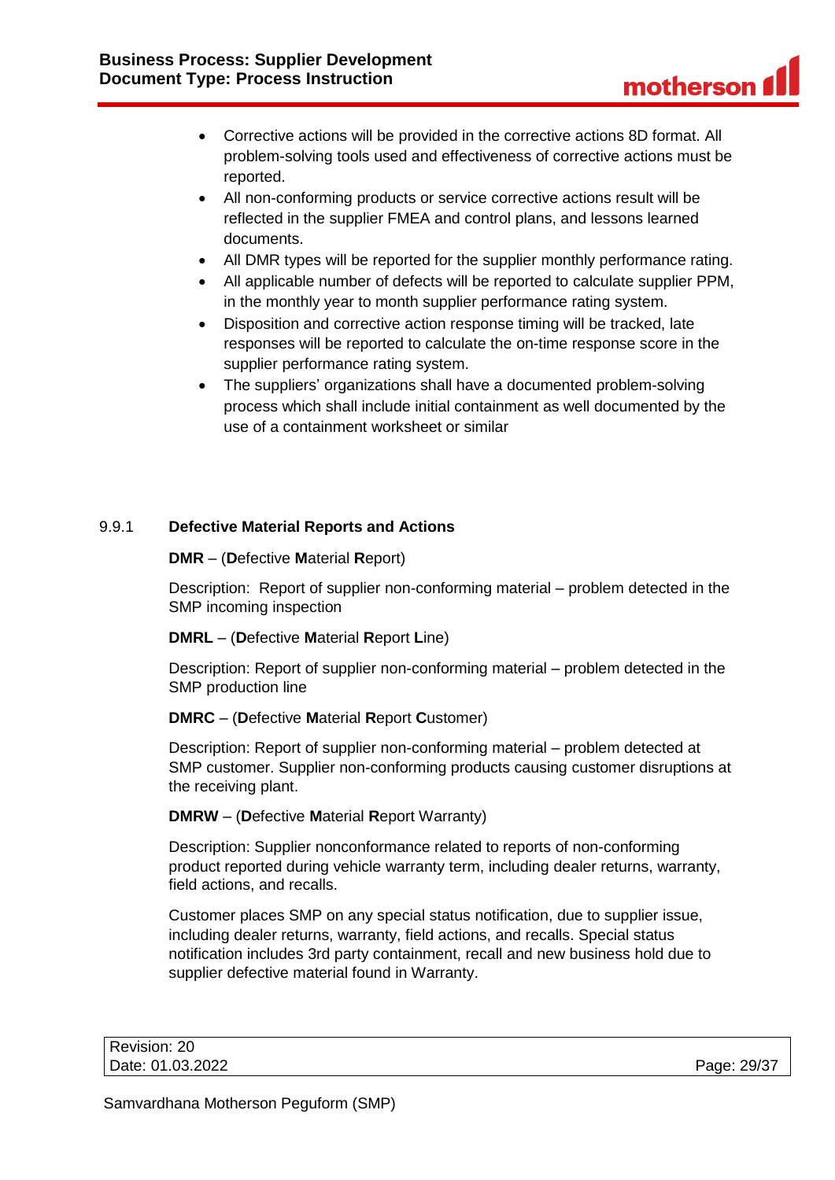- Corrective actions will be provided in the corrective actions 8D format. All problem-solving tools used and effectiveness of corrective actions must be reported.
- All non-conforming products or service corrective actions result will be reflected in the supplier FMEA and control plans, and lessons learned documents.
- All DMR types will be reported for the supplier monthly performance rating.
- All applicable number of defects will be reported to calculate supplier PPM, in the monthly year to month supplier performance rating system.
- Disposition and corrective action response timing will be tracked, late responses will be reported to calculate the on-time response score in the supplier performance rating system.
- The suppliers' organizations shall have a documented problem-solving process which shall include initial containment as well documented by the use of a containment worksheet or similar

### 9.9.1 Defective Material Reports and Actions

**DMR** – (**D**efective **M**aterial **R**eport)

Description: Report of supplier non-conforming material – problem detected in the SMP incoming inspection

**DMRL** – (**D**efective **M**aterial **R**eport **L**ine)

Description: Report of supplier non-conforming material – problem detected in the SMP production line

**DMRC** – (**D**efective **M**aterial **R**eport **C**ustomer)

Description: Report of supplier non-conforming material – problem detected at SMP customer. Supplier non-conforming products causing customer disruptions at the receiving plant.

**DMRW** – (**D**efective **M**aterial **R**eport Warranty)

Description: Supplier nonconformance related to reports of non-conforming product reported during vehicle warranty term, including dealer returns, warranty, field actions, and recalls.

Customer places SMP on any special status notification, due to supplier issue, including dealer returns, warranty, field actions, and recalls. Special status notification includes 3rd party containment, recall and new business hold due to supplier defective material found in Warranty.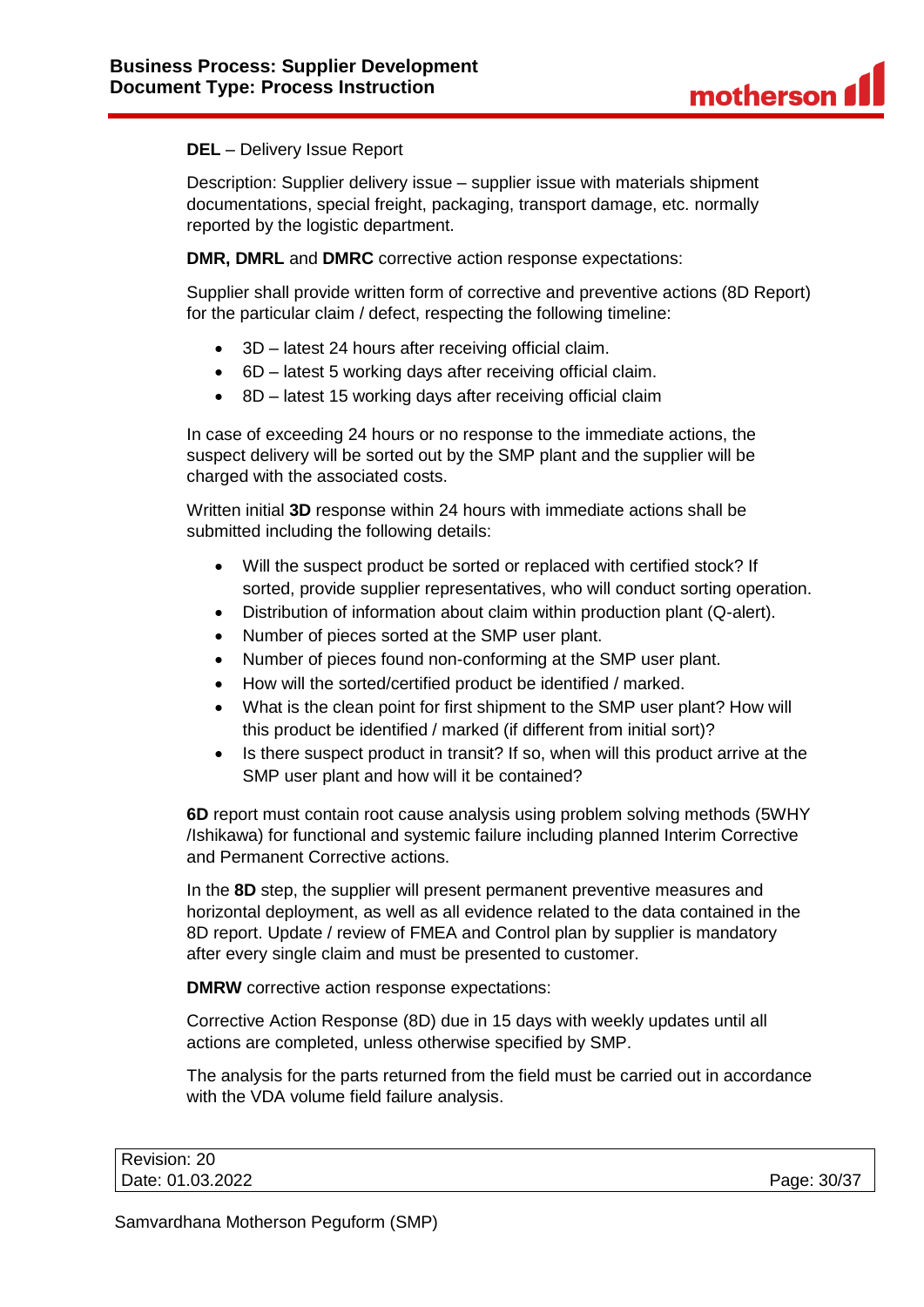**DEL** – Delivery Issue Report

Description: Supplier delivery issue – supplier issue with materials shipment documentations, special freight, packaging, transport damage, etc. normally reported by the logistic department.

**DMR, DMRL** and **DMRC** corrective action response expectations:

Supplier shall provide written form of corrective and preventive actions (8D Report) for the particular claim / defect, respecting the following timeline:

- 3D – latest 24 hours after receiving official claim.
- 6D – latest 5 working days after receiving official claim.
- 8D – latest 15 working days after receiving official claim

In case of exceeding 24 hours or no response to the immediate actions, the suspect delivery will be sorted out by the SMP plant and the supplier will be charged with the associated costs.

Written initial **3D** response within 24 hours with immediate actions shall be submitted including the following details:

- Will the suspect product be sorted or replaced with certified stock? If sorted, provide supplier representatives, who will conduct sorting operation.
- Distribution of information about claim within production plant (Q-alert).
- Number of pieces sorted at the SMP user plant.
- Number of pieces found non-conforming at the SMP user plant.
- How will the sorted/certified product be identified / marked.
- What is the clean point for first shipment to the SMP user plant? How will this product be identified / marked (if different from initial sort)?
- Is there suspect product in transit? If so, when will this product arrive at the SMP user plant and how will it be contained?

**6D** report must contain root cause analysis using problem solving methods (5WHY /Ishikawa) for functional and systemic failure including planned Interim Corrective and Permanent Corrective actions.

In the **8D** step, the supplier will present permanent preventive measures and horizontal deployment, as well as all evidence related to the data contained in the 8D report. Update / review of FMEA and Control plan by supplier is mandatory after every single claim and must be presented to customer.

**DMRW** corrective action response expectations:

Corrective Action Response (8D) due in 15 days with weekly updates until all actions are completed, unless otherwise specified by SMP.

The analysis for the parts returned from the field must be carried out in accordance with the VDA volume field failure analysis.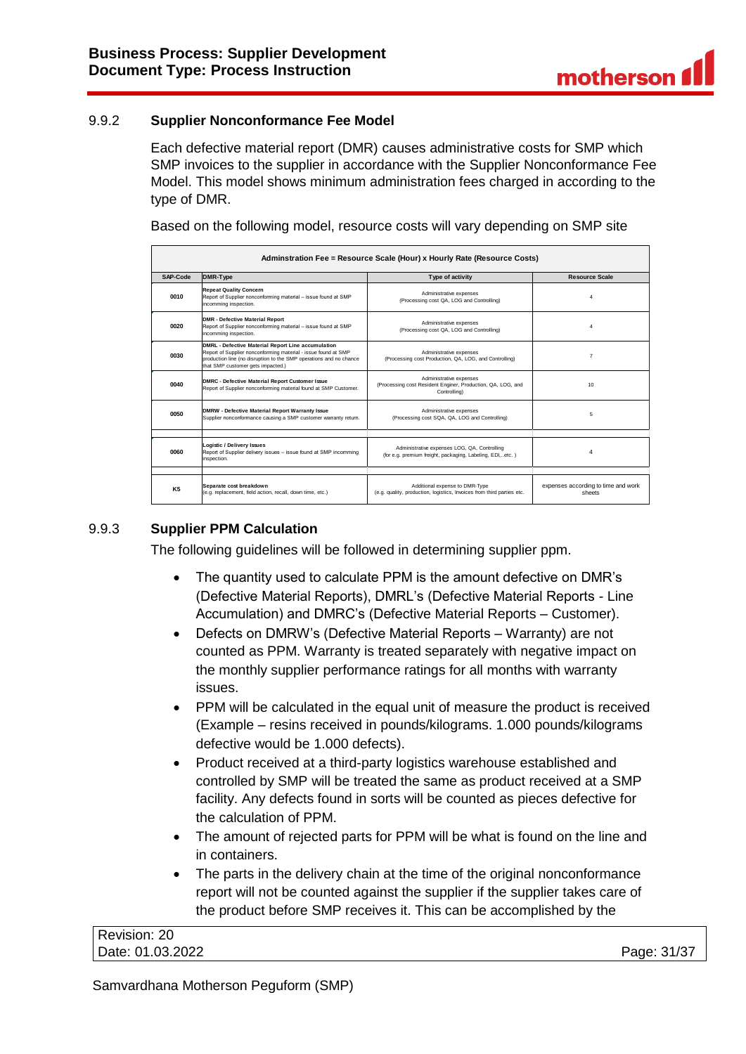### 9.9.2 Supplier Nonconformance Fee Model

Each defective material report (DMR) causes administrative costs for SMP which SMP invoices to the supplier in accordance with the Supplier Nonconformance Fee Model. This model shows minimum administration fees charged in according to the type of DMR.

Based on the following model, resource costs will vary depending on SMP site

| Adminstration Fee = Resource Scale (Hour) x Hourly Rate (Resource Costs) | | | |
|---|---|---|---|
| **SAP-Code** | **DMR-Type** | **Type of activity** | **Resource Scale** |
| 0010 | **Repeat Quality Concern** Report of Supplier nonconforming material – issue found at SMP incomming inspection. | Administrative expenses (Processing cost QA, LOG and Controlling) | 4 |
| 0020 | **DMR - Defective Material Report** Report of Supplier nonconforming material – issue found at SMP incomming inspection. | Administrative expenses (Processing cost QA, LOG and Controlling) | 4 |
| 0030 | **DMRL - Defective Material Report Line accumulation** Report of Supplier nonconforming material - issue found at SMP production line (no disruption to the SMP operations and no chance that SMP customer gets impacted.) | Administrative expenses (Processing cost Production, QA, LOG, and Controlling) | 7 |
| 0040 | **DMRC - Defective Material Report Customer Issue** Report of Supplier nonconforming material found at SMP Customer. | Administrative expenses (Processing cost Resident Enginer, Production, QA, LOG, and Controlling) | 10 |
| 0050 | **DMRW - Defective Material Report Warranty Issue** Supplier nonconformance causing a SMP customer warranty return. | Administrative expenses (Processing cost SQA, QA, LOG and Controlling) | 5 |
| 0060 | **Logistic / Delivery Issues** Report of Supplier delivery issues – issue found at SMP incomming inspection. | Administrative expenses LOG, QA, Controlling (for e.g. premium freight, packaging, Labeling, EDI...etc. ) | 4 |
| K5 | **Separate cost breakdown** (e.g. replacement, field action, recall, down time, etc.) | Additional expense to DMR-Type (e.g. quality, production, logistics, Invoices from third parties etc. | expenses according to time and work sheets |

### 9.9.3 Supplier PPM Calculation

The following guidelines will be followed in determining supplier ppm.

- The quantity used to calculate PPM is the amount defective on DMR's (Defective Material Reports), DMRL's (Defective Material Reports - Line Accumulation) and DMRC's (Defective Material Reports – Customer).
- Defects on DMRW's (Defective Material Reports – Warranty) are not counted as PPM. Warranty is treated separately with negative impact on the monthly supplier performance ratings for all months with warranty issues.
- PPM will be calculated in the equal unit of measure the product is received (Example – resins received in pounds/kilograms. 1.000 pounds/kilograms defective would be 1.000 defects).
- Product received at a third-party logistics warehouse established and controlled by SMP will be treated the same as product received at a SMP facility. Any defects found in sorts will be counted as pieces defective for the calculation of PPM.
- The amount of rejected parts for PPM will be what is found on the line and in containers.
- The parts in the delivery chain at the time of the original nonconformance report will not be counted against the supplier if the supplier takes care of the product before SMP receives it. This can be accomplished by the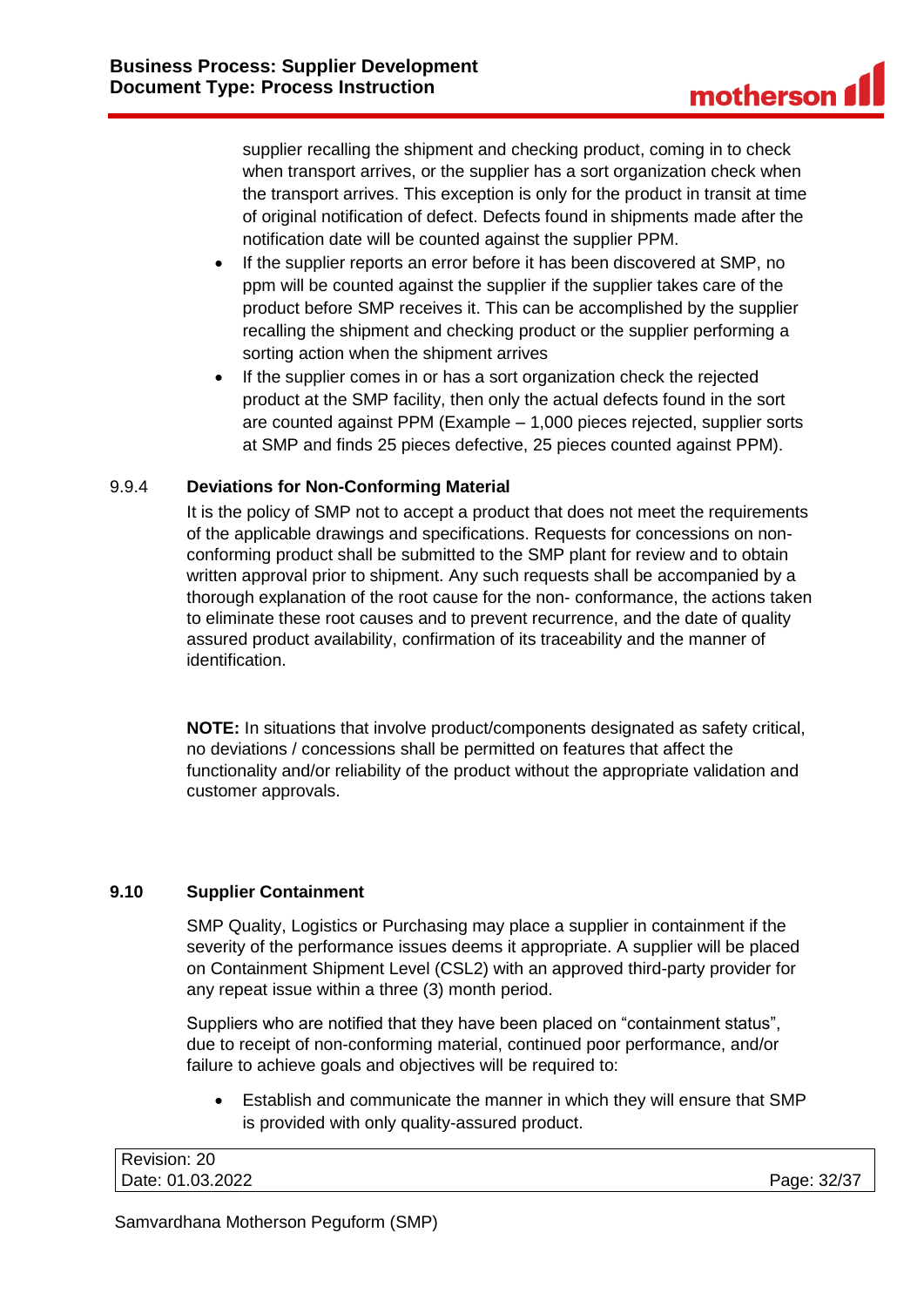supplier recalling the shipment and checking product, coming in to check when transport arrives, or the supplier has a sort organization check when the transport arrives. This exception is only for the product in transit at time of original notification of defect. Defects found in shipments made after the notification date will be counted against the supplier PPM.

- If the supplier reports an error before it has been discovered at SMP, no ppm will be counted against the supplier if the supplier takes care of the product before SMP receives it. This can be accomplished by the supplier recalling the shipment and checking product or the supplier performing a sorting action when the shipment arrives
- If the supplier comes in or has a sort organization check the rejected product at the SMP facility, then only the actual defects found in the sort are counted against PPM (Example – 1,000 pieces rejected, supplier sorts at SMP and finds 25 pieces defective, 25 pieces counted against PPM).

#### 9.9.4 Deviations for Non-Conforming Material

It is the policy of SMP not to accept a product that does not meet the requirements of the applicable drawings and specifications. Requests for concessions on non-conforming product shall be submitted to the SMP plant for review and to obtain written approval prior to shipment. Any such requests shall be accompanied by a thorough explanation of the root cause for the non- conformance, the actions taken to eliminate these root causes and to prevent recurrence, and the date of quality assured product availability, confirmation of its traceability and the manner of identification.

**NOTE:** In situations that involve product/components designated as safety critical, no deviations / concessions shall be permitted on features that affect the functionality and/or reliability of the product without the appropriate validation and customer approvals.

### 9.10 Supplier Containment

SMP Quality, Logistics or Purchasing may place a supplier in containment if the severity of the performance issues deems it appropriate. A supplier will be placed on Containment Shipment Level (CSL2) with an approved third-party provider for any repeat issue within a three (3) month period.

Suppliers who are notified that they have been placed on “containment status”, due to receipt of non-conforming material, continued poor performance, and/or failure to achieve goals and objectives will be required to:

- Establish and communicate the manner in which they will ensure that SMP is provided with only quality-assured product.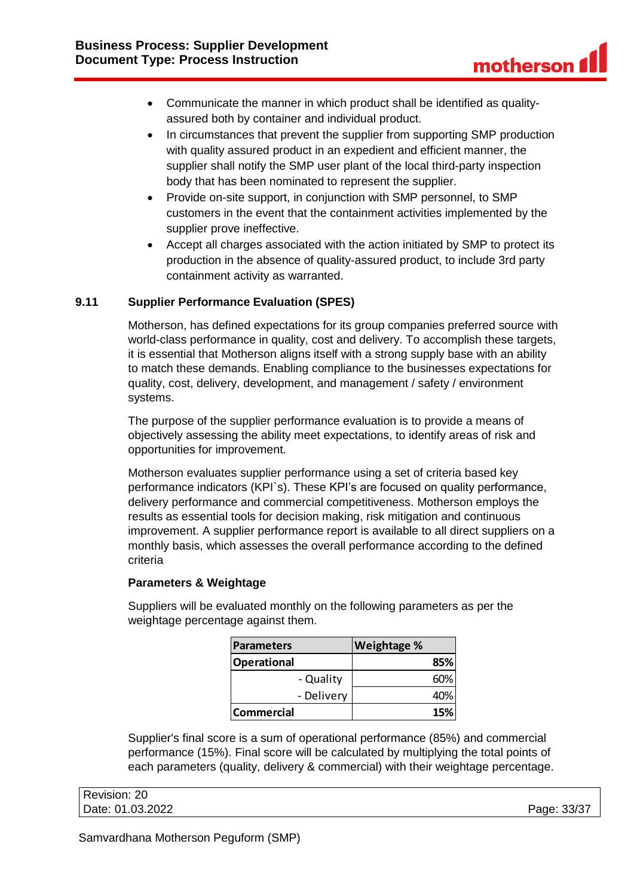- Communicate the manner in which product shall be identified as quality-assured both by container and individual product.
- In circumstances that prevent the supplier from supporting SMP production with quality assured product in an expedient and efficient manner, the supplier shall notify the SMP user plant of the local third-party inspection body that has been nominated to represent the supplier.
- Provide on-site support, in conjunction with SMP personnel, to SMP customers in the event that the containment activities implemented by the supplier prove ineffective.
- Accept all charges associated with the action initiated by SMP to protect its production in the absence of quality-assured product, to include 3rd party containment activity as warranted.

## 9.11 Supplier Performance Evaluation (SPES)

Motherson, has defined expectations for its group companies preferred source with world-class performance in quality, cost and delivery. To accomplish these targets, it is essential that Motherson aligns itself with a strong supply base with an ability to match these demands. Enabling compliance to the businesses expectations for quality, cost, delivery, development, and management / safety / environment systems.

The purpose of the supplier performance evaluation is to provide a means of objectively assessing the ability meet expectations, to identify areas of risk and opportunities for improvement.

Motherson evaluates supplier performance using a set of criteria based key performance indicators (KPI`s). These KPI's are focused on quality performance, delivery performance and commercial competitiveness. Motherson employs the results as essential tools for decision making, risk mitigation and continuous improvement. A supplier performance report is available to all direct suppliers on a monthly basis, which assesses the overall performance according to the defined criteria

**Parameters & Weightage**

Suppliers will be evaluated monthly on the following parameters as per the weightage percentage against them.

| Parameters | Weightage % |
|---|---|
| **Operational** | **85%** |
| - Quality | 60% |
| - Delivery | 40% |
| **Commercial** | **15%** |

Supplier's final score is a sum of operational performance (85%) and commercial performance (15%). Final score will be calculated by multiplying the total points of each parameters (quality, delivery & commercial) with their weightage percentage.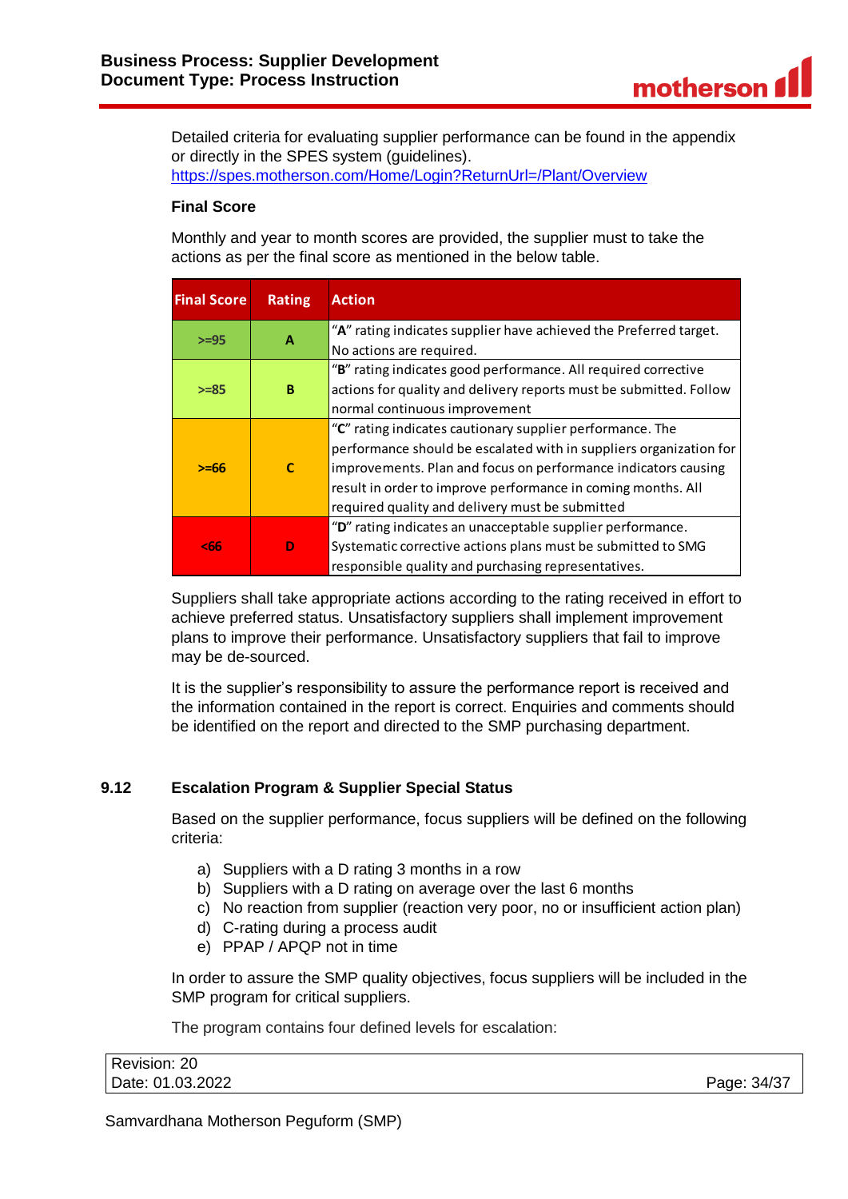Detailed criteria for evaluating supplier performance can be found in the appendix or directly in the SPES system (guidelines).
https://spes.motherson.com/Home/Login?ReturnUrl=/Plant/Overview

**Final Score**

Monthly and year to month scores are provided, the supplier must to take the actions as per the final score as mentioned in the below table.

| Final Score | Rating | Action |
|---|---|---|
| >=95 | A | "**A**" rating indicates supplier have achieved the Preferred target. No actions are required. |
| >=85 | B | "**B**" rating indicates good performance. All required corrective actions for quality and delivery reports must be submitted. Follow normal continuous improvement |
| >=66 | C | "**C**" rating indicates cautionary supplier performance. The performance should be escalated with in suppliers organization for improvements. Plan and focus on performance indicators causing result in order to improve performance in coming months. All required quality and delivery must be submitted |
| <66 | D | "**D**" rating indicates an unacceptable supplier performance. Systematic corrective actions plans must be submitted to SMG responsible quality and purchasing representatives. |

Suppliers shall take appropriate actions according to the rating received in effort to achieve preferred status. Unsatisfactory suppliers shall implement improvement plans to improve their performance. Unsatisfactory suppliers that fail to improve may be de-sourced.

It is the supplier's responsibility to assure the performance report is received and the information contained in the report is correct. Enquiries and comments should be identified on the report and directed to the SMP purchasing department.

## 9.12 Escalation Program & Supplier Special Status

Based on the supplier performance, focus suppliers will be defined on the following criteria:

a) Suppliers with a D rating 3 months in a row
b) Suppliers with a D rating on average over the last 6 months
c) No reaction from supplier (reaction very poor, no or insufficient action plan)
d) C-rating during a process audit
e) PPAP / APQP not in time

In order to assure the SMP quality objectives, focus suppliers will be included in the SMP program for critical suppliers.

The program contains four defined levels for escalation: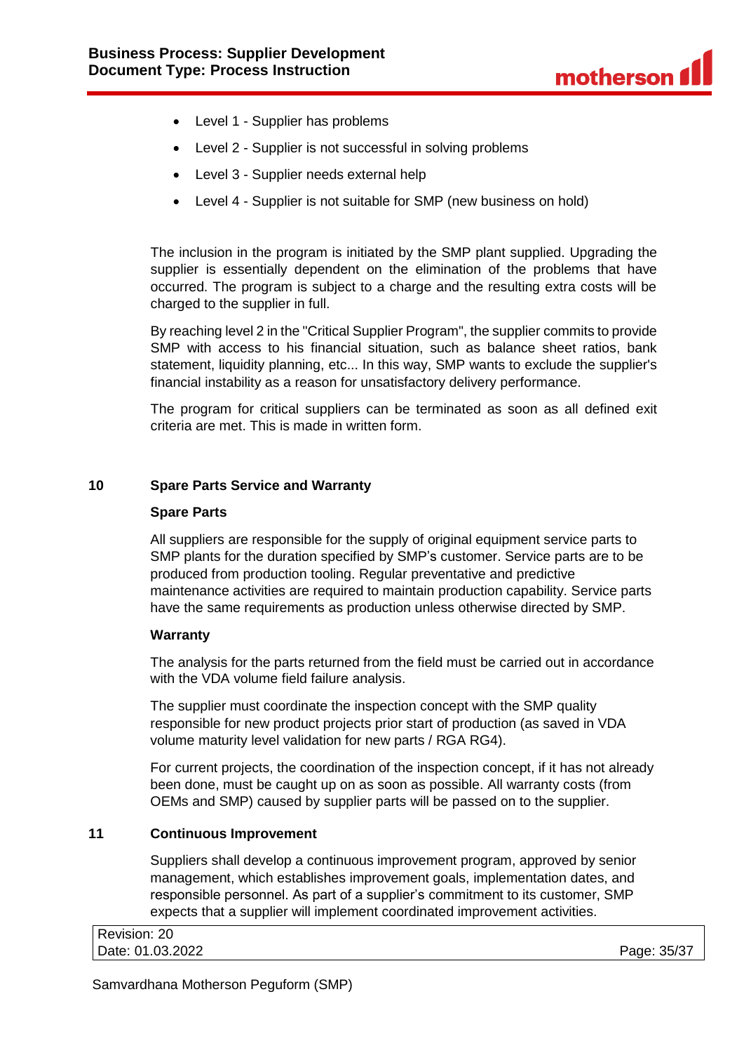- Level 1 - Supplier has problems
- Level 2 - Supplier is not successful in solving problems
- Level 3 - Supplier needs external help
- Level 4 - Supplier is not suitable for SMP (new business on hold)

The inclusion in the program is initiated by the SMP plant supplied. Upgrading the supplier is essentially dependent on the elimination of the problems that have occurred. The program is subject to a charge and the resulting extra costs will be charged to the supplier in full.

By reaching level 2 in the "Critical Supplier Program", the supplier commits to provide SMP with access to his financial situation, such as balance sheet ratios, bank statement, liquidity planning, etc... In this way, SMP wants to exclude the supplier's financial instability as a reason for unsatisfactory delivery performance.

The program for critical suppliers can be terminated as soon as all defined exit criteria are met. This is made in written form.

## 10 Spare Parts Service and Warranty

### Spare Parts

All suppliers are responsible for the supply of original equipment service parts to SMP plants for the duration specified by SMP's customer. Service parts are to be produced from production tooling. Regular preventative and predictive maintenance activities are required to maintain production capability. Service parts have the same requirements as production unless otherwise directed by SMP.

### Warranty

The analysis for the parts returned from the field must be carried out in accordance with the VDA volume field failure analysis.

The supplier must coordinate the inspection concept with the SMP quality responsible for new product projects prior start of production (as saved in VDA volume maturity level validation for new parts / RGA RG4).

For current projects, the coordination of the inspection concept, if it has not already been done, must be caught up on as soon as possible. All warranty costs (from OEMs and SMP) caused by supplier parts will be passed on to the supplier.

## 11 Continuous Improvement

Suppliers shall develop a continuous improvement program, approved by senior management, which establishes improvement goals, implementation dates, and responsible personnel. As part of a supplier's commitment to its customer, SMP expects that a supplier will implement coordinated improvement activities.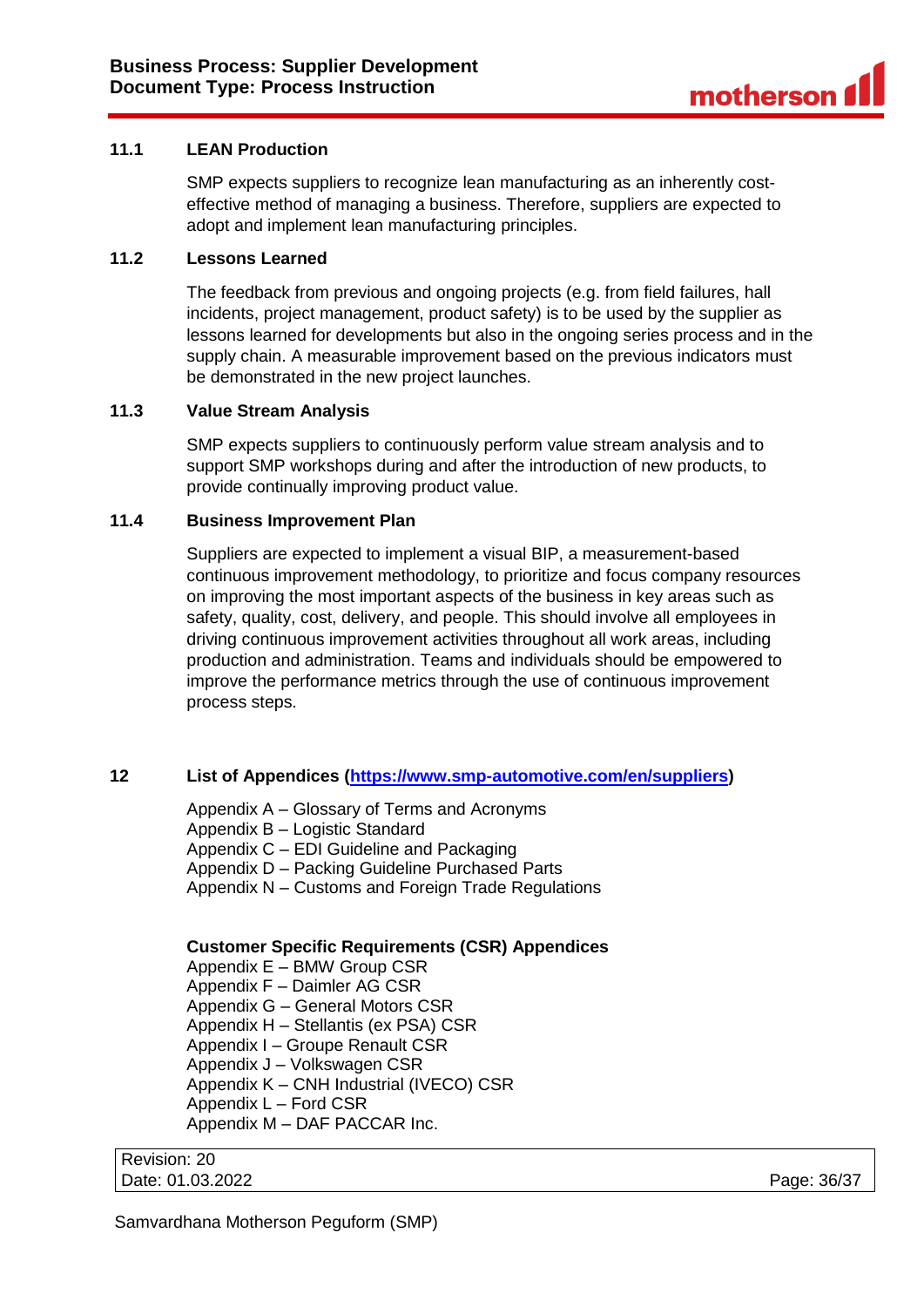### 11.1 LEAN Production

SMP expects suppliers to recognize lean manufacturing as an inherently cost-effective method of managing a business. Therefore, suppliers are expected to adopt and implement lean manufacturing principles.

### 11.2 Lessons Learned

The feedback from previous and ongoing projects (e.g. from field failures, hall incidents, project management, product safety) is to be used by the supplier as lessons learned for developments but also in the ongoing series process and in the supply chain. A measurable improvement based on the previous indicators must be demonstrated in the new project launches.

### 11.3 Value Stream Analysis

SMP expects suppliers to continuously perform value stream analysis and to support SMP workshops during and after the introduction of new products, to provide continually improving product value.

### 11.4 Business Improvement Plan

Suppliers are expected to implement a visual BIP, a measurement-based continuous improvement methodology, to prioritize and focus company resources on improving the most important aspects of the business in key areas such as safety, quality, cost, delivery, and people. This should involve all employees in driving continuous improvement activities throughout all work areas, including production and administration. Teams and individuals should be empowered to improve the performance metrics through the use of continuous improvement process steps.

## 12 List of Appendices ([https://www.smp-automotive.com/en/suppliers](https://www.smp-automotive.com/en/suppliers))

Appendix A – Glossary of Terms and Acronyms
Appendix B – Logistic Standard
Appendix C – EDI Guideline and Packaging
Appendix D – Packing Guideline Purchased Parts
Appendix N – Customs and Foreign Trade Regulations

**Customer Specific Requirements (CSR) Appendices**

Appendix E – BMW Group CSR
Appendix F – Daimler AG CSR
Appendix G – General Motors CSR
Appendix H – Stellantis (ex PSA) CSR
Appendix I – Groupe Renault CSR
Appendix J – Volkswagen CSR
Appendix K – CNH Industrial (IVECO) CSR
Appendix L – Ford CSR
Appendix M – DAF PACCAR Inc.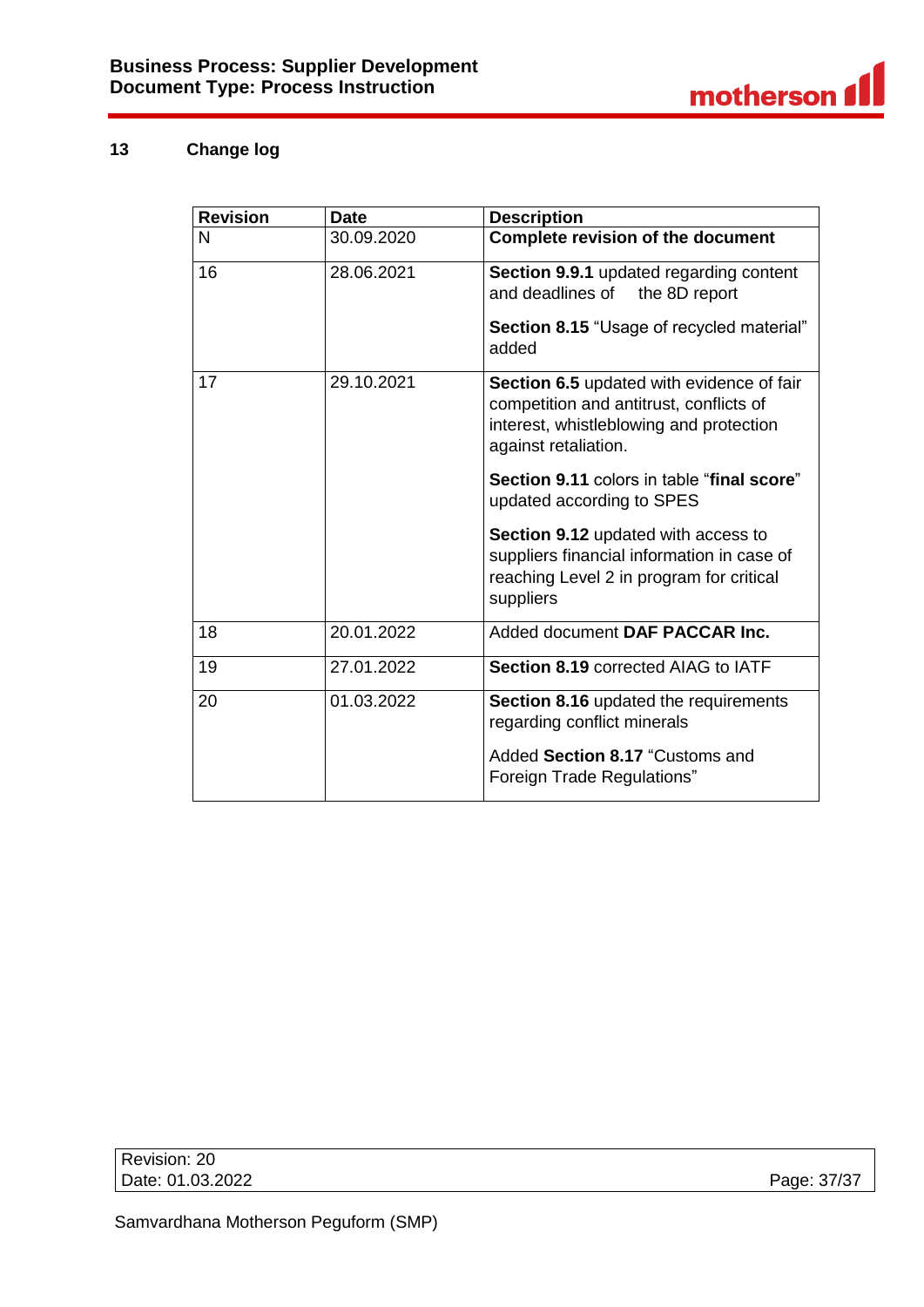## 13 Change log

| Revision | Date | Description |
|---|---|---|
| N | 30.09.2020 | **Complete revision of the document** |
| 16 | 28.06.2021 | **Section 9.9.1** updated regarding content and deadlines of the 8D report<br><br>**Section 8.15** "Usage of recycled material" added |
| 17 | 29.10.2021 | **Section 6.5** updated with evidence of fair competition and antitrust, conflicts of interest, whistleblowing and protection against retaliation.<br><br>**Section 9.11** colors in table "**final score**" updated according to SPES<br><br>**Section 9.12** updated with access to suppliers financial information in case of reaching Level 2 in program for critical suppliers |
| 18 | 20.01.2022 | Added document **DAF PACCAR Inc.** |
| 19 | 27.01.2022 | **Section 8.19** corrected AIAG to IATF |
| 20 | 01.03.2022 | **Section 8.16** updated the requirements regarding conflict minerals<br><br>Added **Section 8.17** "Customs and Foreign Trade Regulations" |